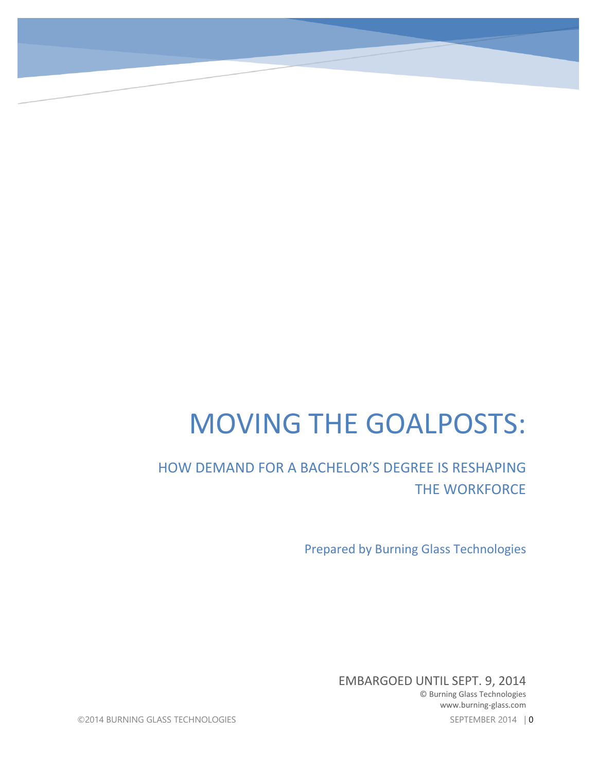# MOVING THE GOALPOSTS:

## HOW DEMAND FOR A BACHELOR'S DEGREE IS RESHAPING THE WORKFORCE

Prepared by Burning Glass Technologies

EMBARGOED UNTIL SEPT. 9, 2014

© Burning Glass Technologies

www.burning-glass.com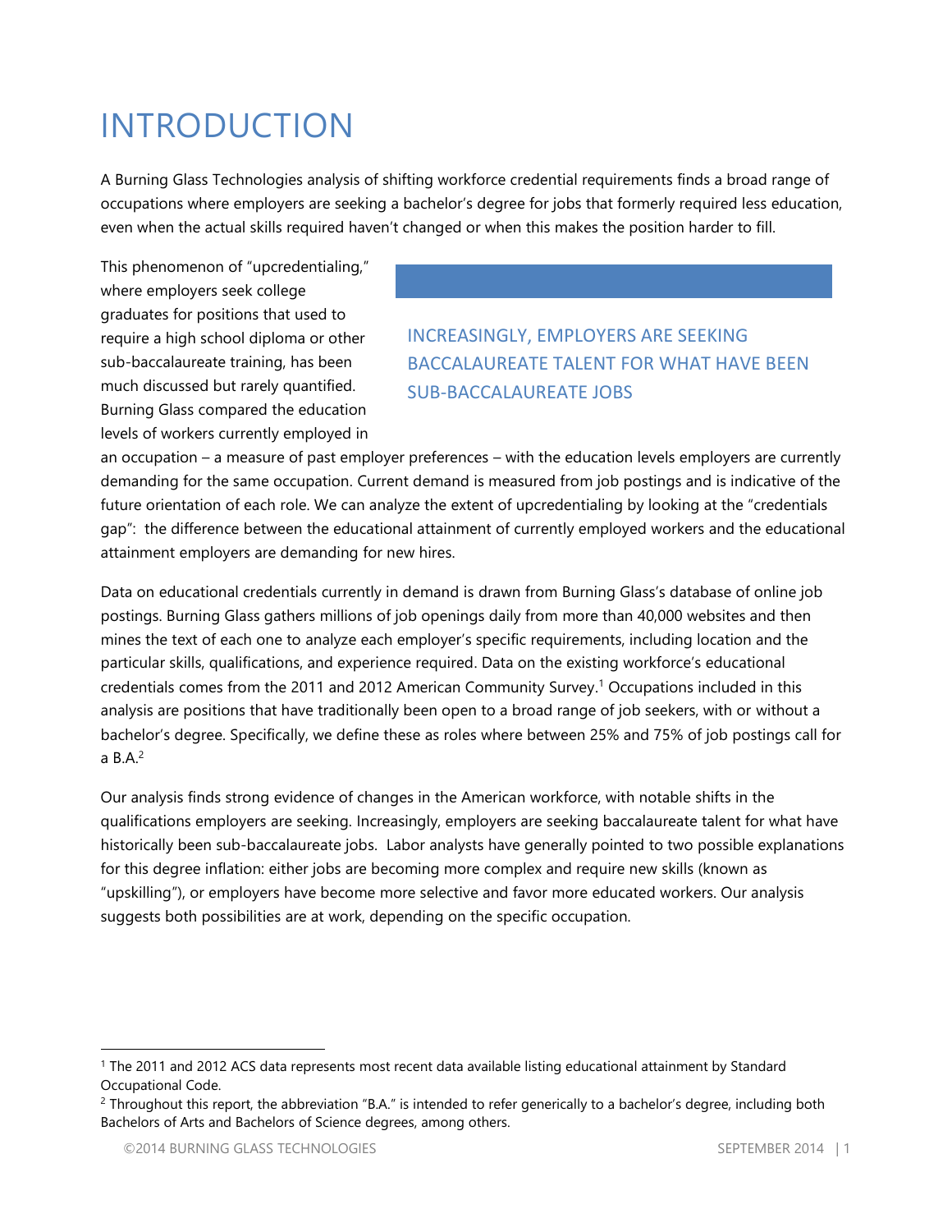# INTRODUCTION

A Burning Glass Technologies analysis of shifting workforce credential requirements finds a broad range of occupations where employers are seeking a bachelor's degree for jobs that formerly required less education, even when the actual skills required haven't changed or when this makes the position harder to fill.

This phenomenon of "upcredentialing," where employers seek college graduates for positions that used to require a high school diploma or other sub-baccalaureate training, has been much discussed but rarely quantified. Burning Glass compared the education levels of workers currently employed in an occupation – a measure of past employer preferences – with the education levels employers are currently demanding for the same occupation. Current demand is measured from job postings and is indicative of the future orientation of each role. We can analyze the extent of upcredentialing by looking at the "credentials gap": the difference between the educational attainment of currently employed workers and the educational attainment employers are demanding for new hires.

> INCREASINGLY, EMPLOYERS ARE SEEKING BACCALAUREATE TALENT FOR WHAT HAVE BEEN SUB-BACCALAUREATE JOBS

Data on educational credentials currently in demand is drawn from Burning Glass's database of online job postings. Burning Glass gathers millions of job openings daily from more than 40,000 websites and then mines the text of each one to analyze each employer's specific requirements, including location and the particular skills, qualifications, and experience required. Data on the existing workforce's educational credentials comes from the 2011 and 2012 American Community Survey.[1] Occupations included in this analysis are positions that have traditionally been open to a broad range of job seekers, with or without a bachelor's degree. Specifically, we define these as roles where between 25% and 75% of job postings call for a B.A.[2]

Our analysis finds strong evidence of changes in the American workforce, with notable shifts in the qualifications employers are seeking. Increasingly, employers are seeking baccalaureate talent for what have historically been sub-baccalaureate jobs. Labor analysts have generally pointed to two possible explanations for this degree inflation: either jobs are becoming more complex and require new skills (known as "upskilling"), or employers have become more selective and favor more educated workers. Our analysis suggests both possibilities are at work, depending on the specific occupation.

---

[1] The 2011 and 2012 ACS data represents most recent data available listing educational attainment by Standard Occupational Code.

[2] Throughout this report, the abbreviation "B.A." is intended to refer generically to a bachelor's degree, including both Bachelors of Arts and Bachelors of Science degrees, among others.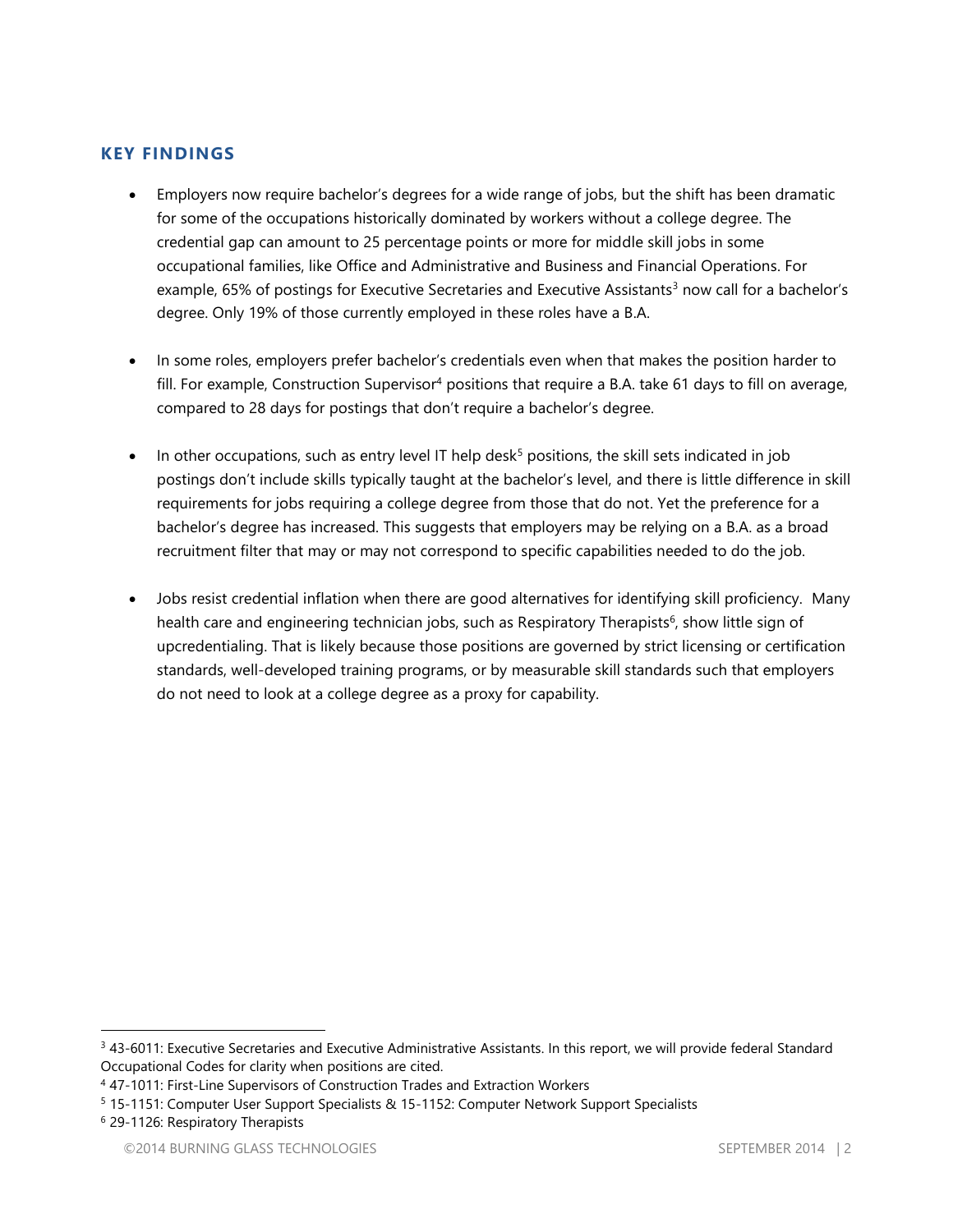## KEY FINDINGS

- Employers now require bachelor's degrees for a wide range of jobs, but the shift has been dramatic for some of the occupations historically dominated by workers without a college degree. The credential gap can amount to 25 percentage points or more for middle skill jobs in some occupational families, like Office and Administrative and Business and Financial Operations. For example, 65% of postings for Executive Secretaries and Executive Assistants[3] now call for a bachelor's degree. Only 19% of those currently employed in these roles have a B.A.

- In some roles, employers prefer bachelor's credentials even when that makes the position harder to fill. For example, Construction Supervisor[4] positions that require a B.A. take 61 days to fill on average, compared to 28 days for postings that don't require a bachelor's degree.

- In other occupations, such as entry level IT help desk[5] positions, the skill sets indicated in job postings don't include skills typically taught at the bachelor's level, and there is little difference in skill requirements for jobs requiring a college degree from those that do not. Yet the preference for a bachelor's degree has increased. This suggests that employers may be relying on a B.A. as a broad recruitment filter that may or may not correspond to specific capabilities needed to do the job.

- Jobs resist credential inflation when there are good alternatives for identifying skill proficiency. Many health care and engineering technician jobs, such as Respiratory Therapists[6], show little sign of upcredentialing. That is likely because those positions are governed by strict licensing or certification standards, well-developed training programs, or by measurable skill standards such that employers do not need to look at a college degree as a proxy for capability.

---

[3] 43-6011: Executive Secretaries and Executive Administrative Assistants. In this report, we will provide federal Standard Occupational Codes for clarity when positions are cited.

[4] 47-1011: First-Line Supervisors of Construction Trades and Extraction Workers

[5] 15-1151: Computer User Support Specialists & 15-1152: Computer Network Support Specialists

[6] 29-1126: Respiratory Therapists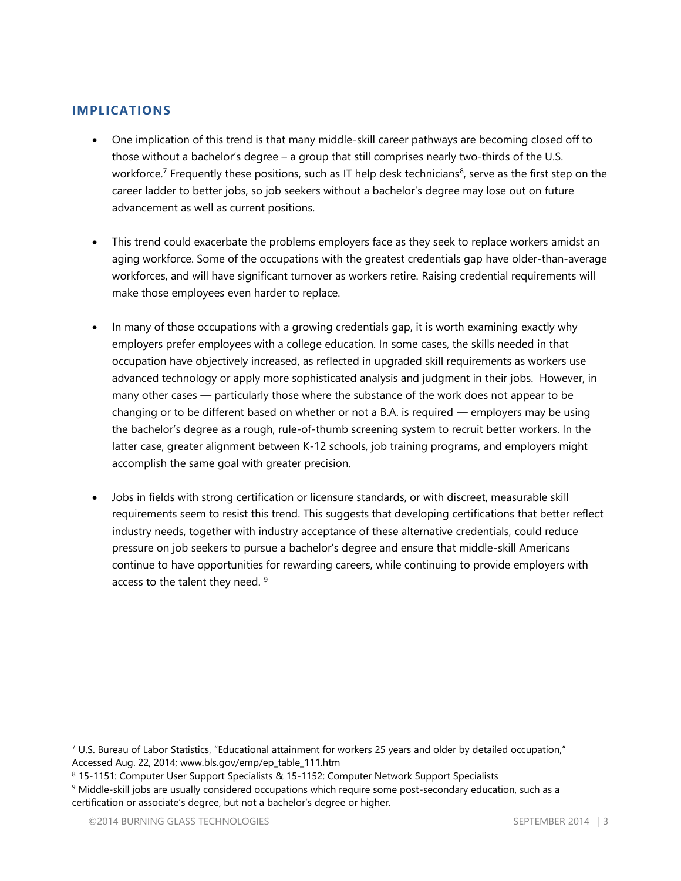## IMPLICATIONS

- One implication of this trend is that many middle-skill career pathways are becoming closed off to those without a bachelor's degree – a group that still comprises nearly two-thirds of the U.S. workforce.[7] Frequently these positions, such as IT help desk technicians[8], serve as the first step on the career ladder to better jobs, so job seekers without a bachelor's degree may lose out on future advancement as well as current positions.

- This trend could exacerbate the problems employers face as they seek to replace workers amidst an aging workforce. Some of the occupations with the greatest credentials gap have older-than-average workforces, and will have significant turnover as workers retire. Raising credential requirements will make those employees even harder to replace.

- In many of those occupations with a growing credentials gap, it is worth examining exactly why employers prefer employees with a college education. In some cases, the skills needed in that occupation have objectively increased, as reflected in upgraded skill requirements as workers use advanced technology or apply more sophisticated analysis and judgment in their jobs. However, in many other cases — particularly those where the substance of the work does not appear to be changing or to be different based on whether or not a B.A. is required — employers may be using the bachelor's degree as a rough, rule-of-thumb screening system to recruit better workers. In the latter case, greater alignment between K-12 schools, job training programs, and employers might accomplish the same goal with greater precision.

- Jobs in fields with strong certification or licensure standards, or with discreet, measurable skill requirements seem to resist this trend. This suggests that developing certifications that better reflect industry needs, together with industry acceptance of these alternative credentials, could reduce pressure on job seekers to pursue a bachelor's degree and ensure that middle-skill Americans continue to have opportunities for rewarding careers, while continuing to provide employers with access to the talent they need. [9]

---

[7] U.S. Bureau of Labor Statistics, "Educational attainment for workers 25 years and older by detailed occupation," Accessed Aug. 22, 2014; www.bls.gov/emp/ep_table_111.htm

[8] 15-1151: Computer User Support Specialists & 15-1152: Computer Network Support Specialists

[9] Middle-skill jobs are usually considered occupations which require some post-secondary education, such as a certification or associate's degree, but not a bachelor's degree or higher.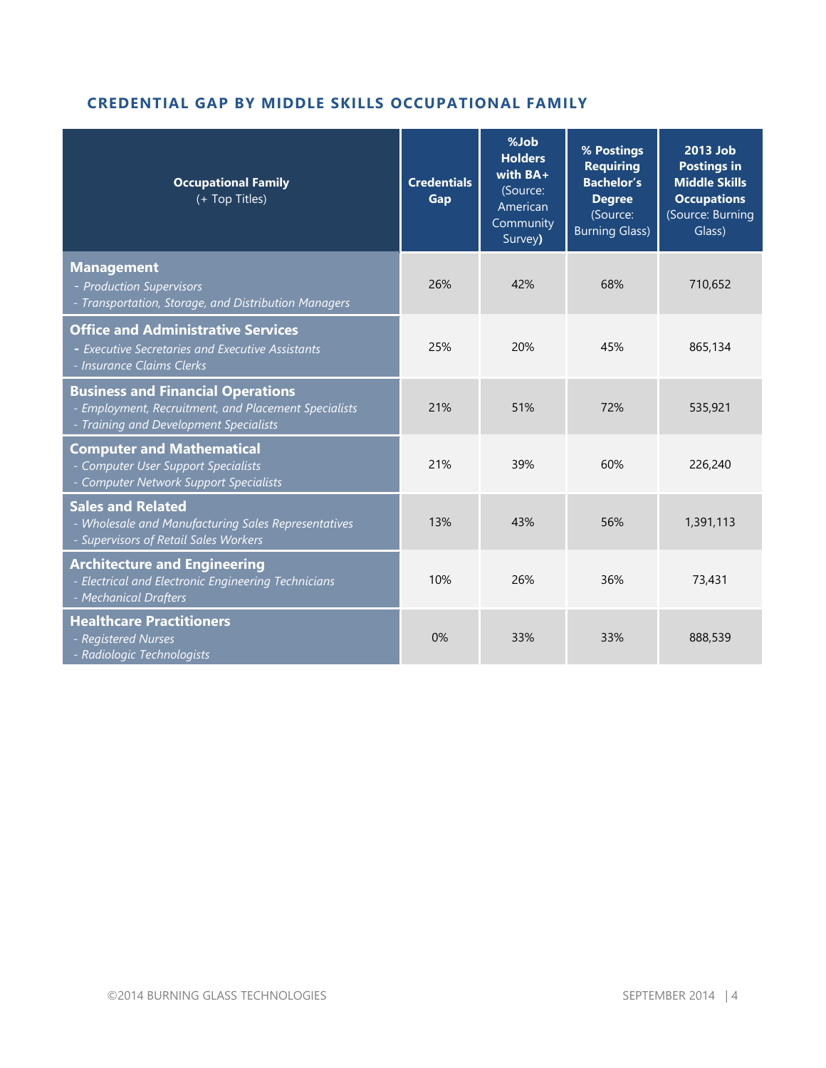## CREDENTIAL GAP BY MIDDLE SKILLS OCCUPATIONAL FAMILY

| **Occupational Family** (+ Top Titles) | **Credentials Gap** | **%Job Holders with BA+** (Source: American Community Survey) | **% Postings Requiring Bachelor's Degree** (Source: Burning Glass) | **2013 Job Postings in Middle Skills Occupations** (Source: Burning Glass) |
|---|---|---|---|---|
| **Management**<br>*- Production Supervisors*<br>*- Transportation, Storage, and Distribution Managers* | 26% | 42% | 68% | 710,652 |
| **Office and Administrative Services**<br>*- Executive Secretaries and Executive Assistants*<br>*- Insurance Claims Clerks* | 25% | 20% | 45% | 865,134 |
| **Business and Financial Operations**<br>*- Employment, Recruitment, and Placement Specialists*<br>*- Training and Development Specialists* | 21% | 51% | 72% | 535,921 |
| **Computer and Mathematical**<br>*- Computer User Support Specialists*<br>*- Computer Network Support Specialists* | 21% | 39% | 60% | 226,240 |
| **Sales and Related**<br>*- Wholesale and Manufacturing Sales Representatives*<br>*- Supervisors of Retail Sales Workers* | 13% | 43% | 56% | 1,391,113 |
| **Architecture and Engineering**<br>*- Electrical and Electronic Engineering Technicians*<br>*- Mechanical Drafters* | 10% | 26% | 36% | 73,431 |
| **Healthcare Practitioners**<br>*- Registered Nurses*<br>*- Radiologic Technologists* | 0% | 33% | 33% | 888,539 |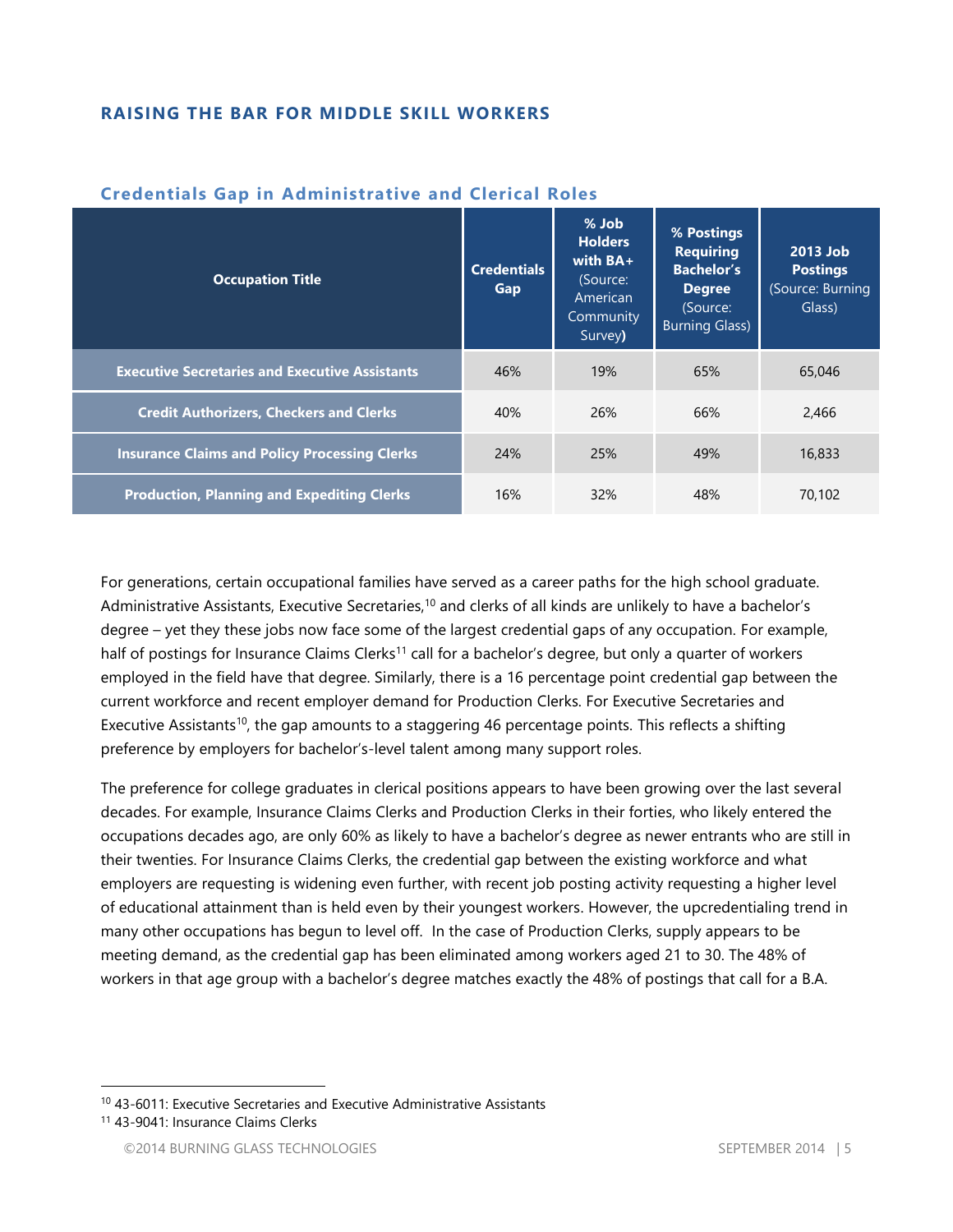## RAISING THE BAR FOR MIDDLE SKILL WORKERS

### Credentials Gap in Administrative and Clerical Roles

| Occupation Title | Credentials Gap | % Job Holders with BA+ (Source: American Community Survey) | % Postings Requiring Bachelor's Degree (Source: Burning Glass) | 2013 Job Postings (Source: Burning Glass) |
|---|---|---|---|---|
| Executive Secretaries and Executive Assistants | 46% | 19% | 65% | 65,046 |
| Credit Authorizers, Checkers and Clerks | 40% | 26% | 66% | 2,466 |
| Insurance Claims and Policy Processing Clerks | 24% | 25% | 49% | 16,833 |
| Production, Planning and Expediting Clerks | 16% | 32% | 48% | 70,102 |

For generations, certain occupational families have served as a career paths for the high school graduate. Administrative Assistants, Executive Secretaries,[10] and clerks of all kinds are unlikely to have a bachelor's degree – yet they these jobs now face some of the largest credential gaps of any occupation. For example, half of postings for Insurance Claims Clerks[11] call for a bachelor's degree, but only a quarter of workers employed in the field have that degree. Similarly, there is a 16 percentage point credential gap between the current workforce and recent employer demand for Production Clerks. For Executive Secretaries and Executive Assistants[10], the gap amounts to a staggering 46 percentage points. This reflects a shifting preference by employers for bachelor's-level talent among many support roles.

The preference for college graduates in clerical positions appears to have been growing over the last several decades. For example, Insurance Claims Clerks and Production Clerks in their forties, who likely entered the occupations decades ago, are only 60% as likely to have a bachelor's degree as newer entrants who are still in their twenties. For Insurance Claims Clerks, the credential gap between the existing workforce and what employers are requesting is widening even further, with recent job posting activity requesting a higher level of educational attainment than is held even by their youngest workers. However, the upcredentialing trend in many other occupations has begun to level off. In the case of Production Clerks, supply appears to be meeting demand, as the credential gap has been eliminated among workers aged 21 to 30. The 48% of workers in that age group with a bachelor's degree matches exactly the 48% of postings that call for a B.A.

---

[10] 43-6011: Executive Secretaries and Executive Administrative Assistants

[11] 43-9041: Insurance Claims Clerks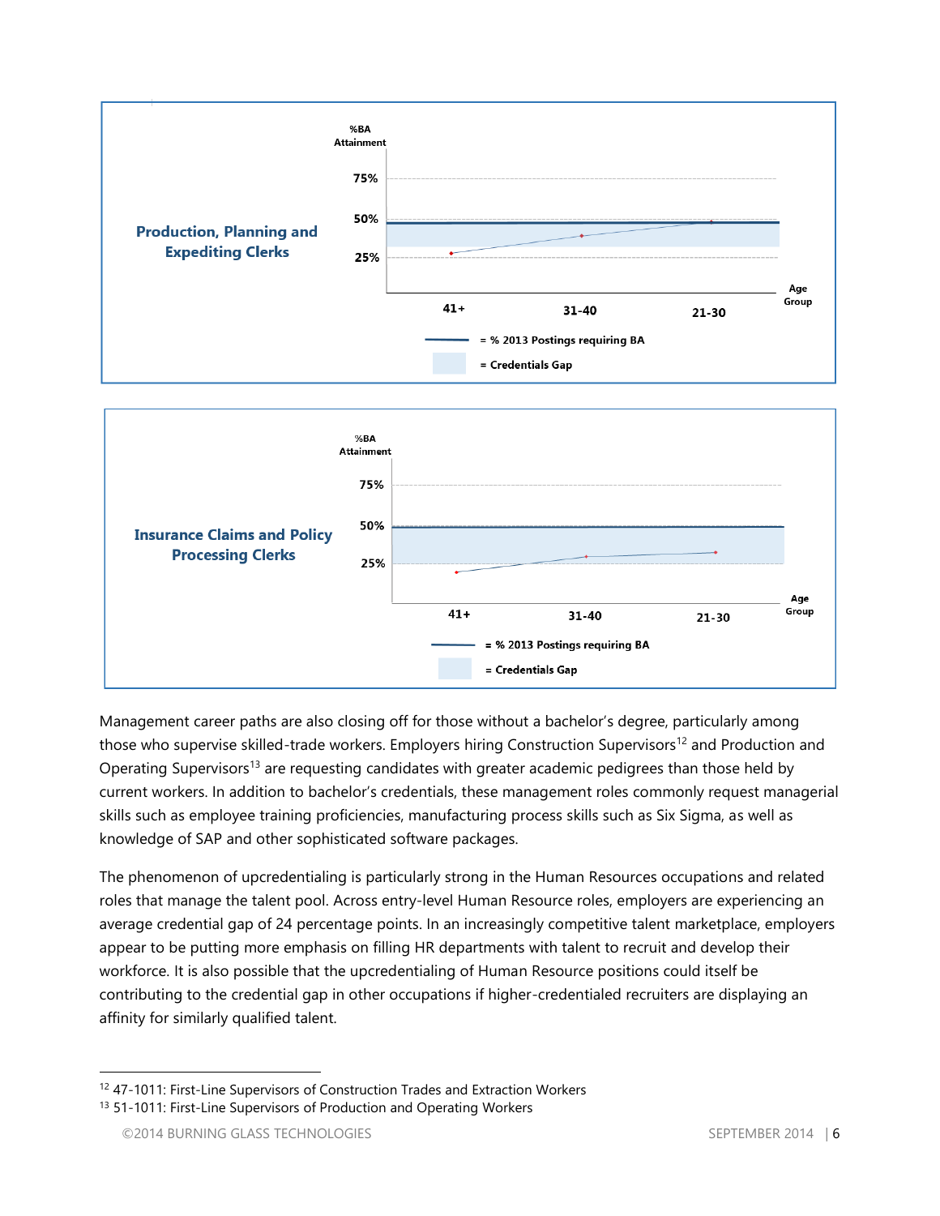**Production, Planning and Expediting Clerks**

%BA Attainment

75%

50%

25%

41+ | 31-40 | 21-30 | Age Group

= % 2013 Postings requiring BA

= Credentials Gap

**Insurance Claims and Policy Processing Clerks**

%BA Attainment

75%

50%

25%

41+ | 31-40 | 21-30 | Age Group

= % 2013 Postings requiring BA

= Credentials Gap

Management career paths are also closing off for those without a bachelor's degree, particularly among those who supervise skilled-trade workers. Employers hiring Construction Supervisors[12] and Production and Operating Supervisors[13] are requesting candidates with greater academic pedigrees than those held by current workers. In addition to bachelor's credentials, these management roles commonly request managerial skills such as employee training proficiencies, manufacturing process skills such as Six Sigma, as well as knowledge of SAP and other sophisticated software packages.

The phenomenon of upcredentialing is particularly strong in the Human Resources occupations and related roles that manage the talent pool. Across entry-level Human Resource roles, employers are experiencing an average credential gap of 24 percentage points. In an increasingly competitive talent marketplace, employers appear to be putting more emphasis on filling HR departments with talent to recruit and develop their workforce. It is also possible that the upcredentialing of Human Resource positions could itself be contributing to the credential gap in other occupations if higher-credentialed recruiters are displaying an affinity for similarly qualified talent.

[12] 47-1011: First-Line Supervisors of Construction Trades and Extraction Workers

[13] 51-1011: First-Line Supervisors of Production and Operating Workers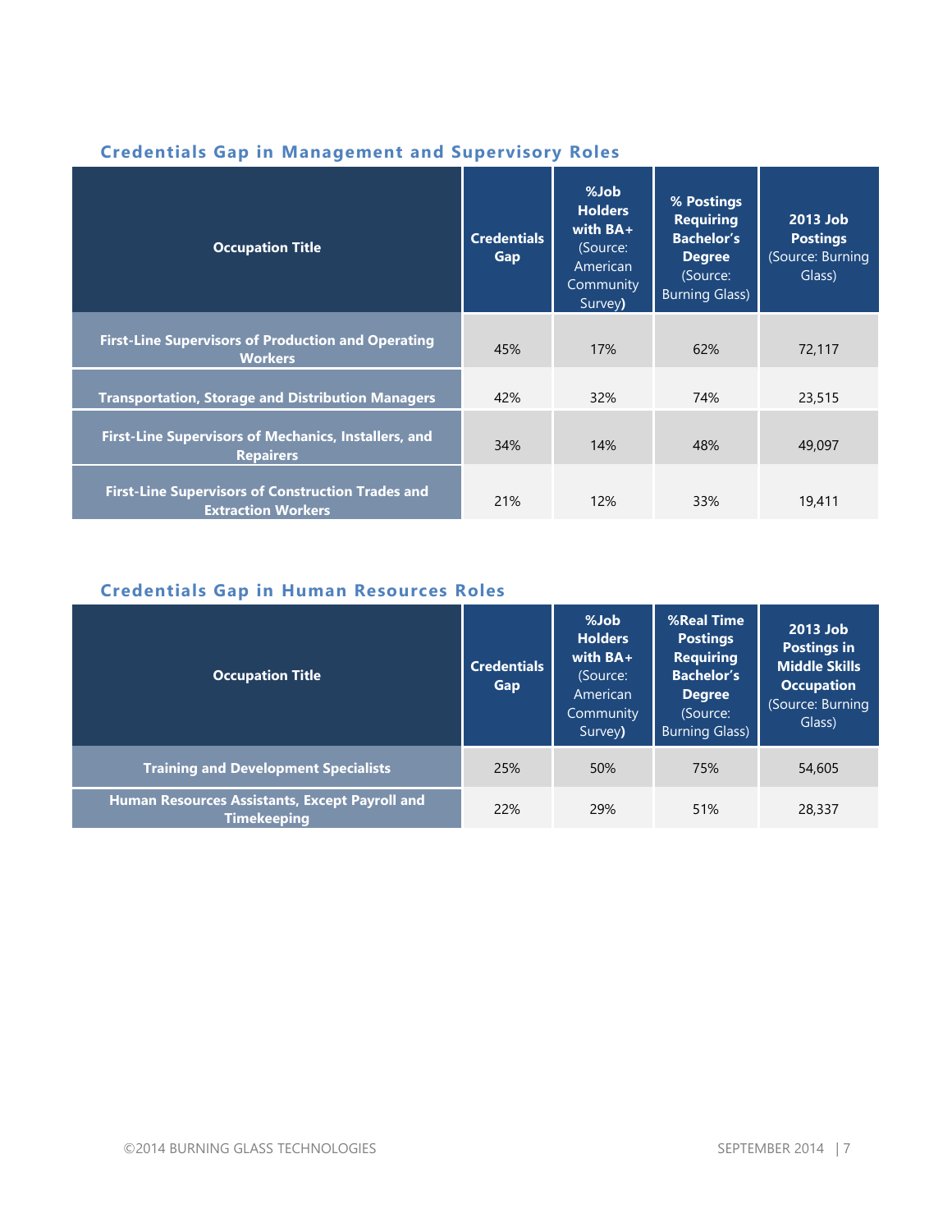### Credentials Gap in Management and Supervisory Roles

| Occupation Title | Credentials Gap | %Job Holders with BA+ (Source: American Community Survey) | % Postings Requiring Bachelor's Degree (Source: Burning Glass) | 2013 Job Postings (Source: Burning Glass) |
|---|---|---|---|---|
| First-Line Supervisors of Production and Operating Workers | 45% | 17% | 62% | 72,117 |
| Transportation, Storage and Distribution Managers | 42% | 32% | 74% | 23,515 |
| First-Line Supervisors of Mechanics, Installers, and Repairers | 34% | 14% | 48% | 49,097 |
| First-Line Supervisors of Construction Trades and Extraction Workers | 21% | 12% | 33% | 19,411 |

### Credentials Gap in Human Resources Roles

| Occupation Title | Credentials Gap | %Job Holders with BA+ (Source: American Community Survey) | %Real Time Postings Requiring Bachelor's Degree (Source: Burning Glass) | 2013 Job Postings in Middle Skills Occupation (Source: Burning Glass) |
|---|---|---|---|---|
| Training and Development Specialists | 25% | 50% | 75% | 54,605 |
| Human Resources Assistants, Except Payroll and Timekeeping | 22% | 29% | 51% | 28,337 |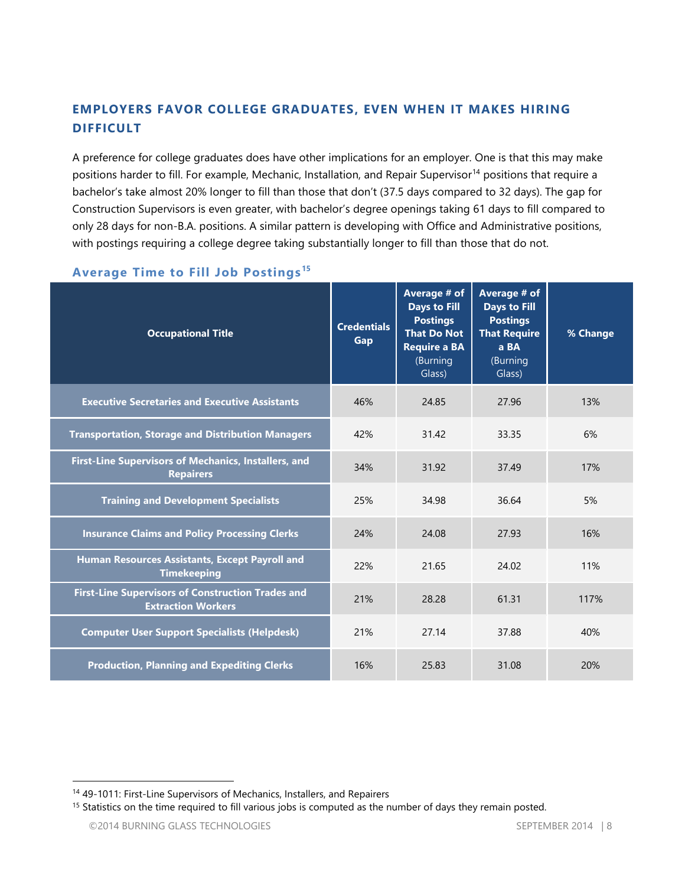## EMPLOYERS FAVOR COLLEGE GRADUATES, EVEN WHEN IT MAKES HIRING DIFFICULT

A preference for college graduates does have other implications for an employer. One is that this may make positions harder to fill. For example, Mechanic, Installation, and Repair Supervisor[14] positions that require a bachelor's take almost 20% longer to fill than those that don't (37.5 days compared to 32 days). The gap for Construction Supervisors is even greater, with bachelor's degree openings taking 61 days to fill compared to only 28 days for non-B.A. positions. A similar pattern is developing with Office and Administrative positions, with postings requiring a college degree taking substantially longer to fill than those that do not.

### Average Time to Fill Job Postings[15]

| Occupational Title | Credentials Gap | Average # of Days to Fill Postings That Do Not Require a BA (Burning Glass) | Average # of Days to Fill Postings That Require a BA (Burning Glass) | % Change |
|---|---|---|---|---|
| Executive Secretaries and Executive Assistants | 46% | 24.85 | 27.96 | 13% |
| Transportation, Storage and Distribution Managers | 42% | 31.42 | 33.35 | 6% |
| First-Line Supervisors of Mechanics, Installers, and Repairers | 34% | 31.92 | 37.49 | 17% |
| Training and Development Specialists | 25% | 34.98 | 36.64 | 5% |
| Insurance Claims and Policy Processing Clerks | 24% | 24.08 | 27.93 | 16% |
| Human Resources Assistants, Except Payroll and Timekeeping | 22% | 21.65 | 24.02 | 11% |
| First-Line Supervisors of Construction Trades and Extraction Workers | 21% | 28.28 | 61.31 | 117% |
| Computer User Support Specialists (Helpdesk) | 21% | 27.14 | 37.88 | 40% |
| Production, Planning and Expediting Clerks | 16% | 25.83 | 31.08 | 20% |

[14] 49-1011: First-Line Supervisors of Mechanics, Installers, and Repairers

[15] Statistics on the time required to fill various jobs is computed as the number of days they remain posted.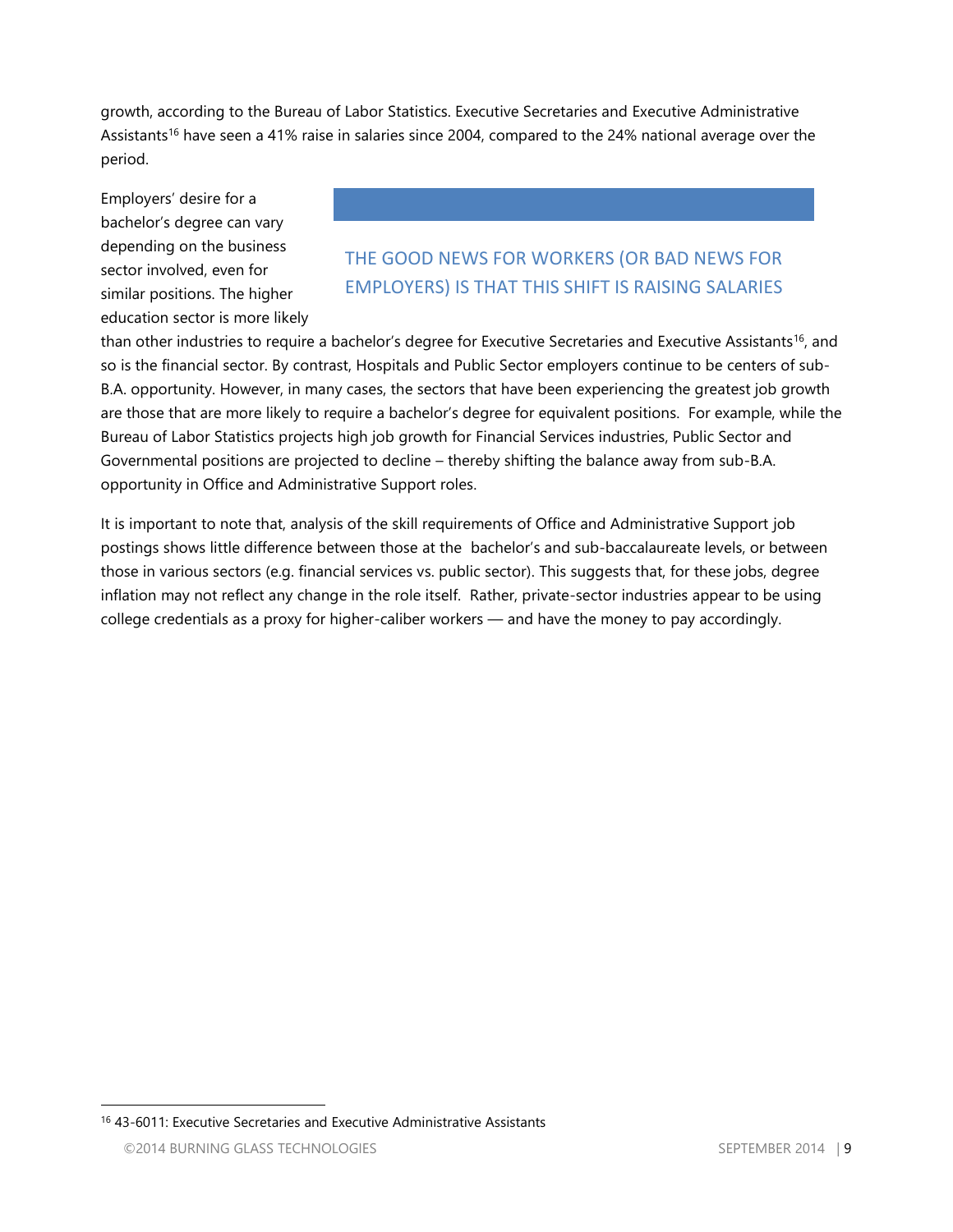growth, according to the Bureau of Labor Statistics. Executive Secretaries and Executive Administrative Assistants[16] have seen a 41% raise in salaries since 2004, compared to the 24% national average over the period.

> THE GOOD NEWS FOR WORKERS (OR BAD NEWS FOR EMPLOYERS) IS THAT THIS SHIFT IS RAISING SALARIES

Employers' desire for a bachelor's degree can vary depending on the business sector involved, even for similar positions. The higher education sector is more likely than other industries to require a bachelor's degree for Executive Secretaries and Executive Assistants[16], and so is the financial sector. By contrast, Hospitals and Public Sector employers continue to be centers of sub-B.A. opportunity. However, in many cases, the sectors that have been experiencing the greatest job growth are those that are more likely to require a bachelor's degree for equivalent positions. For example, while the Bureau of Labor Statistics projects high job growth for Financial Services industries, Public Sector and Governmental positions are projected to decline – thereby shifting the balance away from sub-B.A. opportunity in Office and Administrative Support roles.

It is important to note that, analysis of the skill requirements of Office and Administrative Support job postings shows little difference between those at the bachelor's and sub-baccalaureate levels, or between those in various sectors (e.g. financial services vs. public sector). This suggests that, for these jobs, degree inflation may not reflect any change in the role itself. Rather, private-sector industries appear to be using college credentials as a proxy for higher-caliber workers — and have the money to pay accordingly.

[16] 43-6011: Executive Secretaries and Executive Administrative Assistants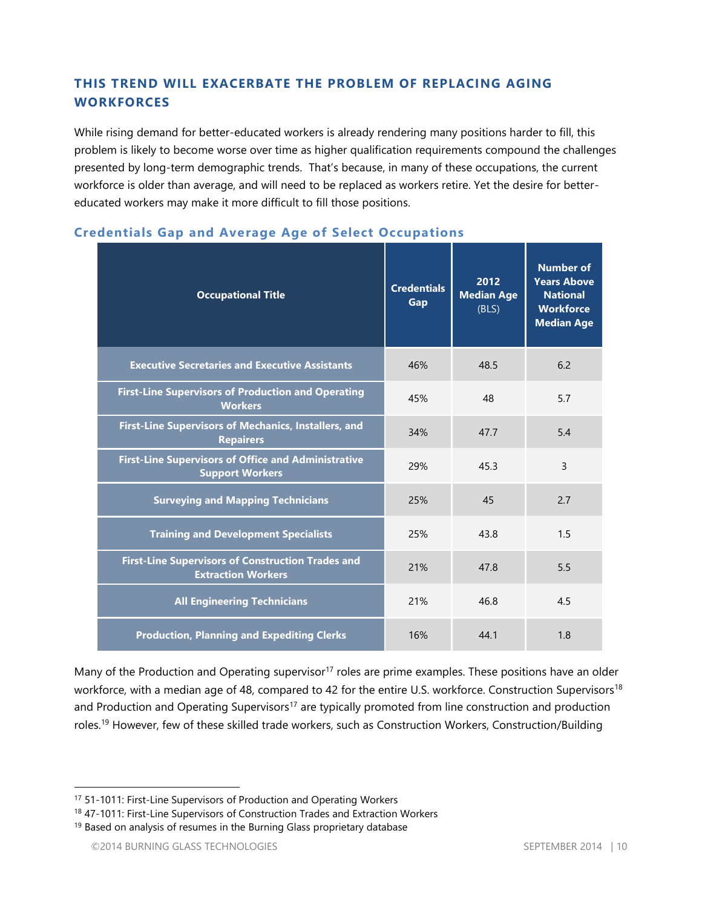## THIS TREND WILL EXACERBATE THE PROBLEM OF REPLACING AGING WORKFORCES

While rising demand for better-educated workers is already rendering many positions harder to fill, this problem is likely to become worse over time as higher qualification requirements compound the challenges presented by long-term demographic trends. That's because, in many of these occupations, the current workforce is older than average, and will need to be replaced as workers retire. Yet the desire for better-educated workers may make it more difficult to fill those positions.

### Credentials Gap and Average Age of Select Occupations

| Occupational Title | Credentials Gap | 2012 Median Age (BLS) | Number of Years Above National Workforce Median Age |
|---|---|---|---|
| Executive Secretaries and Executive Assistants | 46% | 48.5 | 6.2 |
| First-Line Supervisors of Production and Operating Workers | 45% | 48 | 5.7 |
| First-Line Supervisors of Mechanics, Installers, and Repairers | 34% | 47.7 | 5.4 |
| First-Line Supervisors of Office and Administrative Support Workers | 29% | 45.3 | 3 |
| Surveying and Mapping Technicians | 25% | 45 | 2.7 |
| Training and Development Specialists | 25% | 43.8 | 1.5 |
| First-Line Supervisors of Construction Trades and Extraction Workers | 21% | 47.8 | 5.5 |
| All Engineering Technicians | 21% | 46.8 | 4.5 |
| Production, Planning and Expediting Clerks | 16% | 44.1 | 1.8 |

Many of the Production and Operating supervisor[17] roles are prime examples. These positions have an older workforce, with a median age of 48, compared to 42 for the entire U.S. workforce. Construction Supervisors[18] and Production and Operating Supervisors[17] are typically promoted from line construction and production roles.[19] However, few of these skilled trade workers, such as Construction Workers, Construction/Building

---

[17] 51-1011: First-Line Supervisors of Production and Operating Workers

[18] 47-1011: First-Line Supervisors of Construction Trades and Extraction Workers

[19] Based on analysis of resumes in the Burning Glass proprietary database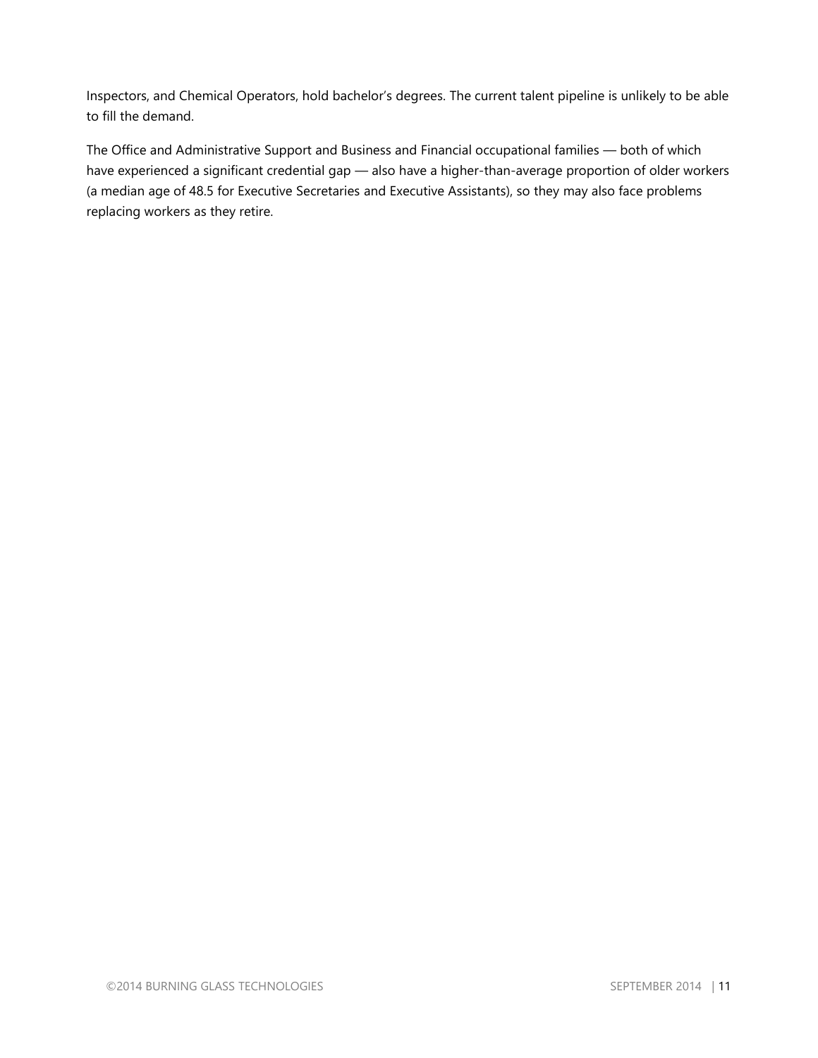Inspectors, and Chemical Operators, hold bachelor's degrees. The current talent pipeline is unlikely to be able to fill the demand.

The Office and Administrative Support and Business and Financial occupational families — both of which have experienced a significant credential gap — also have a higher-than-average proportion of older workers (a median age of 48.5 for Executive Secretaries and Executive Assistants), so they may also face problems replacing workers as they retire.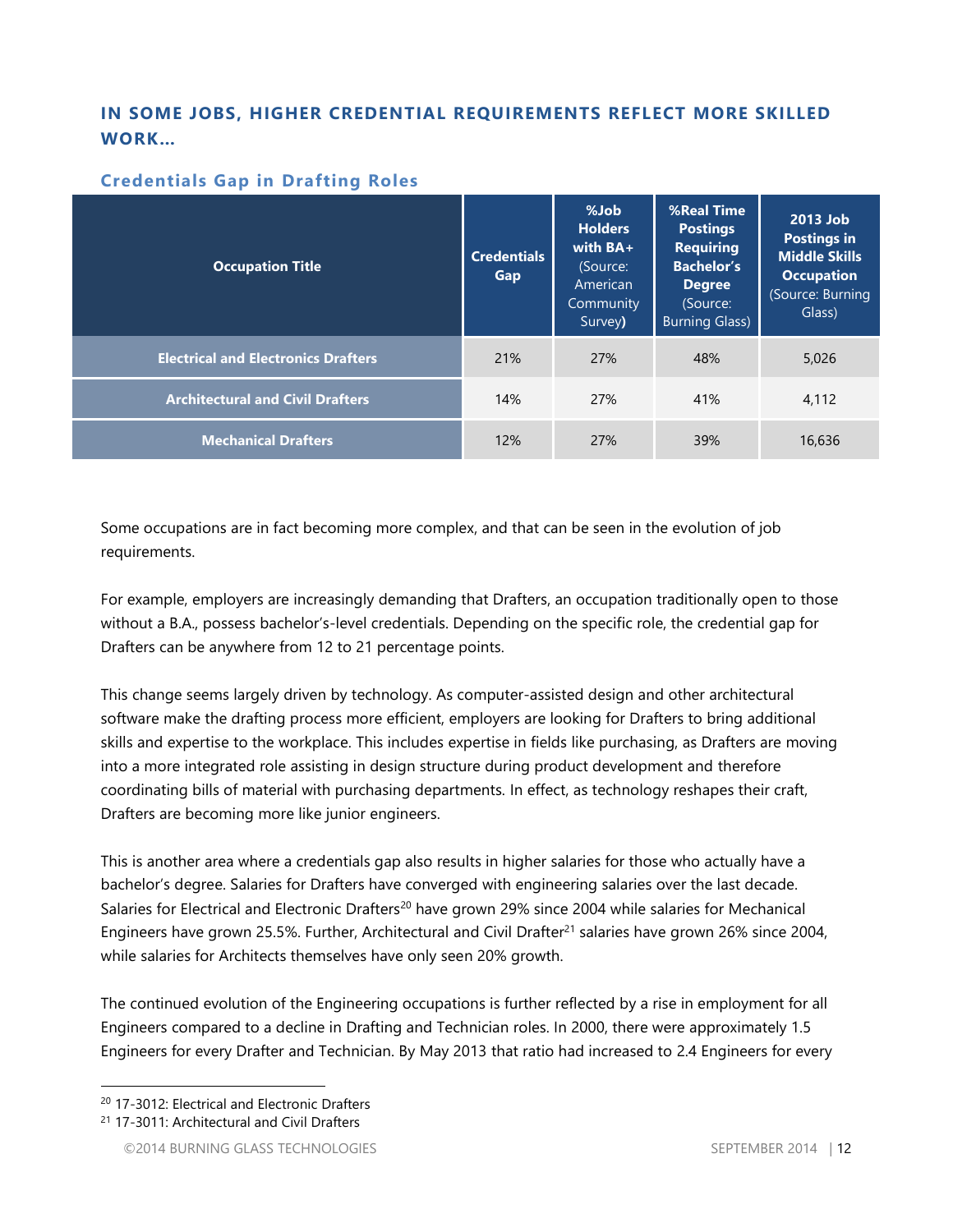## IN SOME JOBS, HIGHER CREDENTIAL REQUIREMENTS REFLECT MORE SKILLED WORK…

### Credentials Gap in Drafting Roles

| Occupation Title | Credentials Gap | %Job Holders with BA+ (Source: American Community Survey) | %Real Time Postings Requiring Bachelor's Degree (Source: Burning Glass) | 2013 Job Postings in Middle Skills Occupation (Source: Burning Glass) |
|---|---|---|---|---|
| Electrical and Electronics Drafters | 21% | 27% | 48% | 5,026 |
| Architectural and Civil Drafters | 14% | 27% | 41% | 4,112 |
| Mechanical Drafters | 12% | 27% | 39% | 16,636 |

Some occupations are in fact becoming more complex, and that can be seen in the evolution of job requirements.

For example, employers are increasingly demanding that Drafters, an occupation traditionally open to those without a B.A., possess bachelor's-level credentials. Depending on the specific role, the credential gap for Drafters can be anywhere from 12 to 21 percentage points.

This change seems largely driven by technology. As computer-assisted design and other architectural software make the drafting process more efficient, employers are looking for Drafters to bring additional skills and expertise to the workplace. This includes expertise in fields like purchasing, as Drafters are moving into a more integrated role assisting in design structure during product development and therefore coordinating bills of material with purchasing departments. In effect, as technology reshapes their craft, Drafters are becoming more like junior engineers.

This is another area where a credentials gap also results in higher salaries for those who actually have a bachelor's degree. Salaries for Drafters have converged with engineering salaries over the last decade. Salaries for Electrical and Electronic Drafters[20] have grown 29% since 2004 while salaries for Mechanical Engineers have grown 25.5%. Further, Architectural and Civil Drafter[21] salaries have grown 26% since 2004, while salaries for Architects themselves have only seen 20% growth.

The continued evolution of the Engineering occupations is further reflected by a rise in employment for all Engineers compared to a decline in Drafting and Technician roles. In 2000, there were approximately 1.5 Engineers for every Drafter and Technician. By May 2013 that ratio had increased to 2.4 Engineers for every

---

[20] 17-3012: Electrical and Electronic Drafters

[21] 17-3011: Architectural and Civil Drafters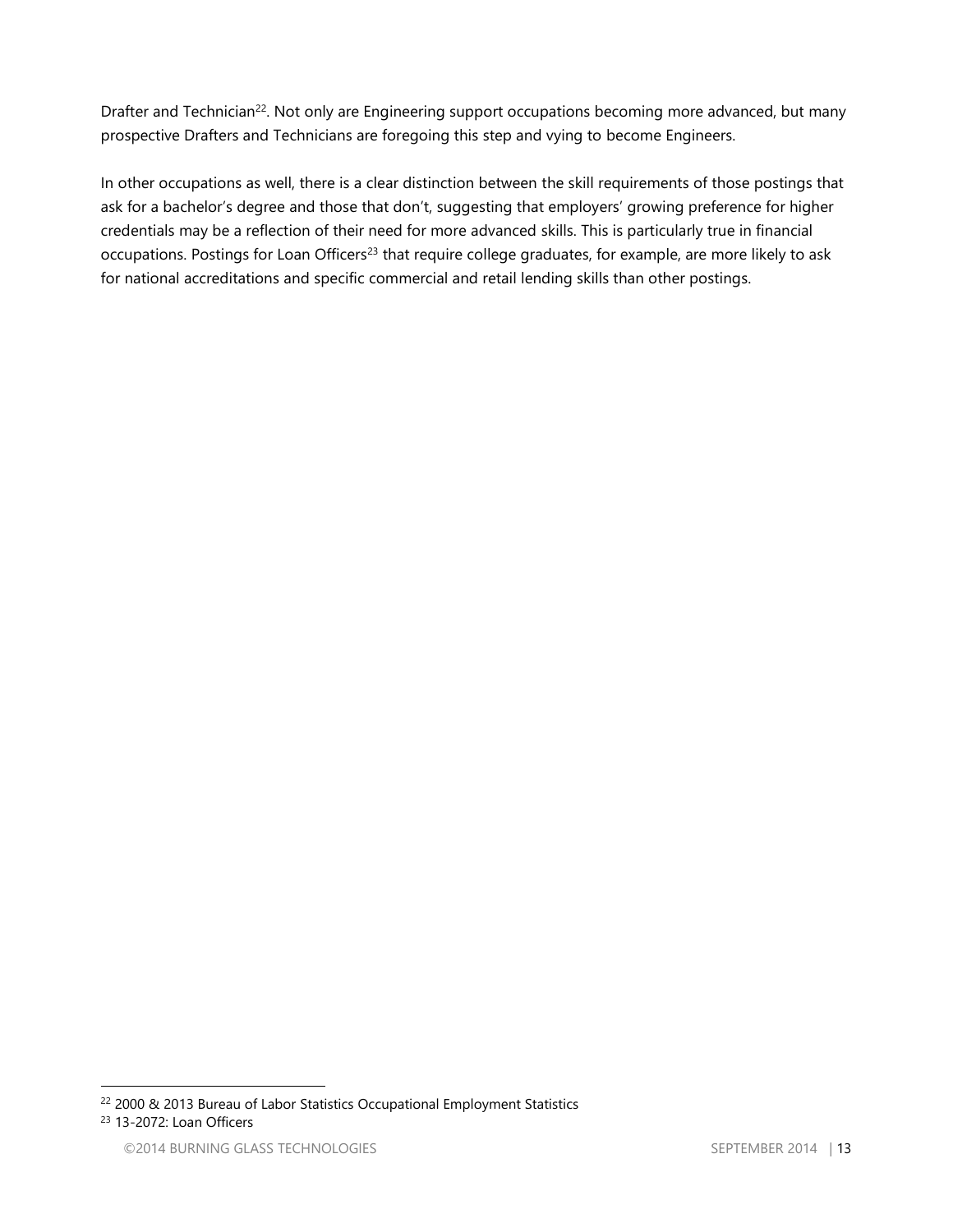Drafter and Technician[22]. Not only are Engineering support occupations becoming more advanced, but many prospective Drafters and Technicians are foregoing this step and vying to become Engineers.

In other occupations as well, there is a clear distinction between the skill requirements of those postings that ask for a bachelor's degree and those that don't, suggesting that employers' growing preference for higher credentials may be a reflection of their need for more advanced skills. This is particularly true in financial occupations. Postings for Loan Officers[23] that require college graduates, for example, are more likely to ask for national accreditations and specific commercial and retail lending skills than other postings.

---

[22] 2000 & 2013 Bureau of Labor Statistics Occupational Employment Statistics

[23] 13-2072: Loan Officers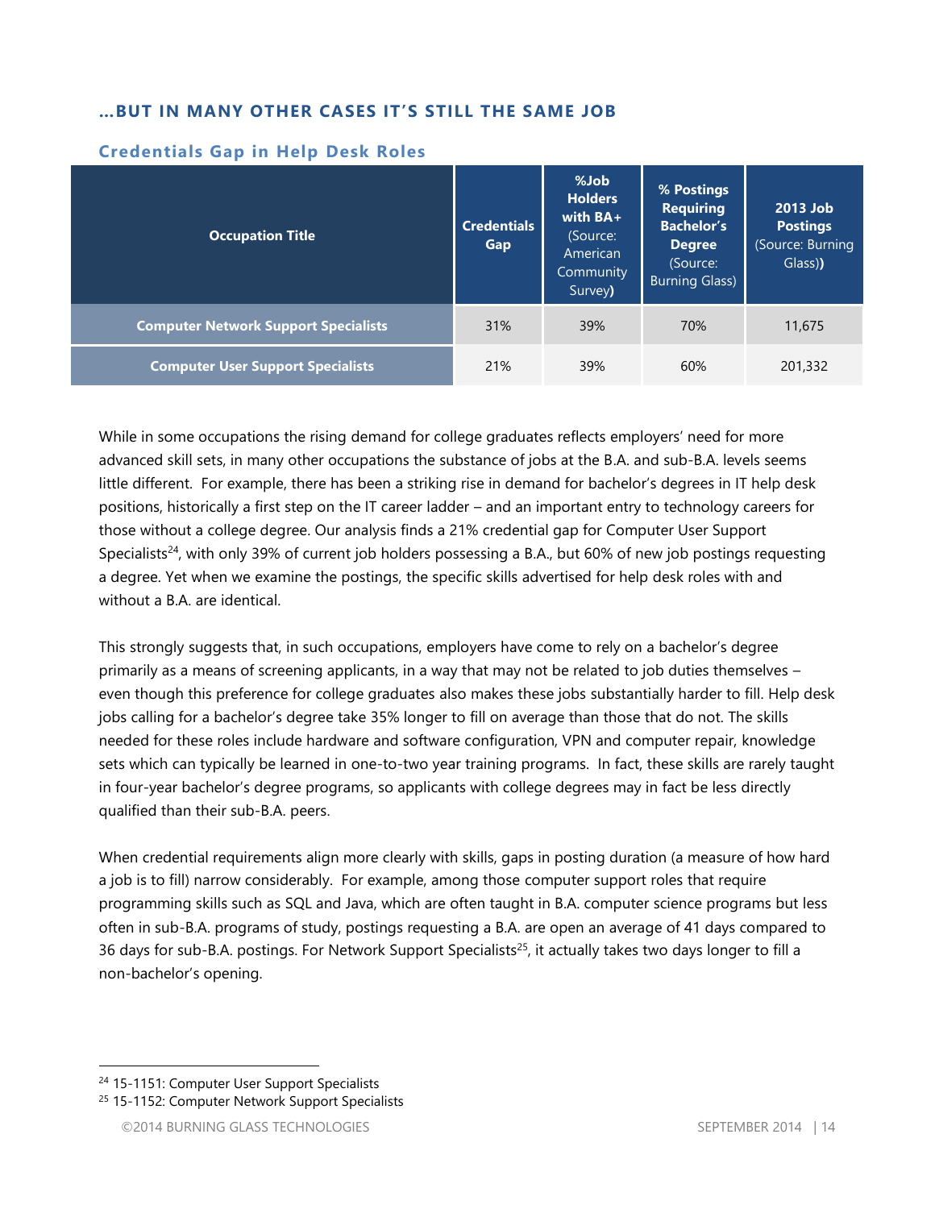## ...BUT IN MANY OTHER CASES IT'S STILL THE SAME JOB

### Credentials Gap in Help Desk Roles

| Occupation Title | Credentials Gap | %Job Holders with BA+ (Source: American Community Survey) | % Postings Requiring Bachelor's Degree (Source: Burning Glass) | 2013 Job Postings (Source: Burning Glass) |
|---|---|---|---|---|
| **Computer Network Support Specialists** | 31% | 39% | 70% | 11,675 |
| **Computer User Support Specialists** | 21% | 39% | 60% | 201,332 |

While in some occupations the rising demand for college graduates reflects employers' need for more advanced skill sets, in many other occupations the substance of jobs at the B.A. and sub-B.A. levels seems little different. For example, there has been a striking rise in demand for bachelor's degrees in IT help desk positions, historically a first step on the IT career ladder – and an important entry to technology careers for those without a college degree. Our analysis finds a 21% credential gap for Computer User Support Specialists[24], with only 39% of current job holders possessing a B.A., but 60% of new job postings requesting a degree. Yet when we examine the postings, the specific skills advertised for help desk roles with and without a B.A. are identical.

This strongly suggests that, in such occupations, employers have come to rely on a bachelor's degree primarily as a means of screening applicants, in a way that may not be related to job duties themselves – even though this preference for college graduates also makes these jobs substantially harder to fill. Help desk jobs calling for a bachelor's degree take 35% longer to fill on average than those that do not. The skills needed for these roles include hardware and software configuration, VPN and computer repair, knowledge sets which can typically be learned in one-to-two year training programs. In fact, these skills are rarely taught in four-year bachelor's degree programs, so applicants with college degrees may in fact be less directly qualified than their sub-B.A. peers.

When credential requirements align more clearly with skills, gaps in posting duration (a measure of how hard a job is to fill) narrow considerably. For example, among those computer support roles that require programming skills such as SQL and Java, which are often taught in B.A. computer science programs but less often in sub-B.A. programs of study, postings requesting a B.A. are open an average of 41 days compared to 36 days for sub-B.A. postings. For Network Support Specialists[25], it actually takes two days longer to fill a non-bachelor's opening.

---

[24] 15-1151: Computer User Support Specialists

[25] 15-1152: Computer Network Support Specialists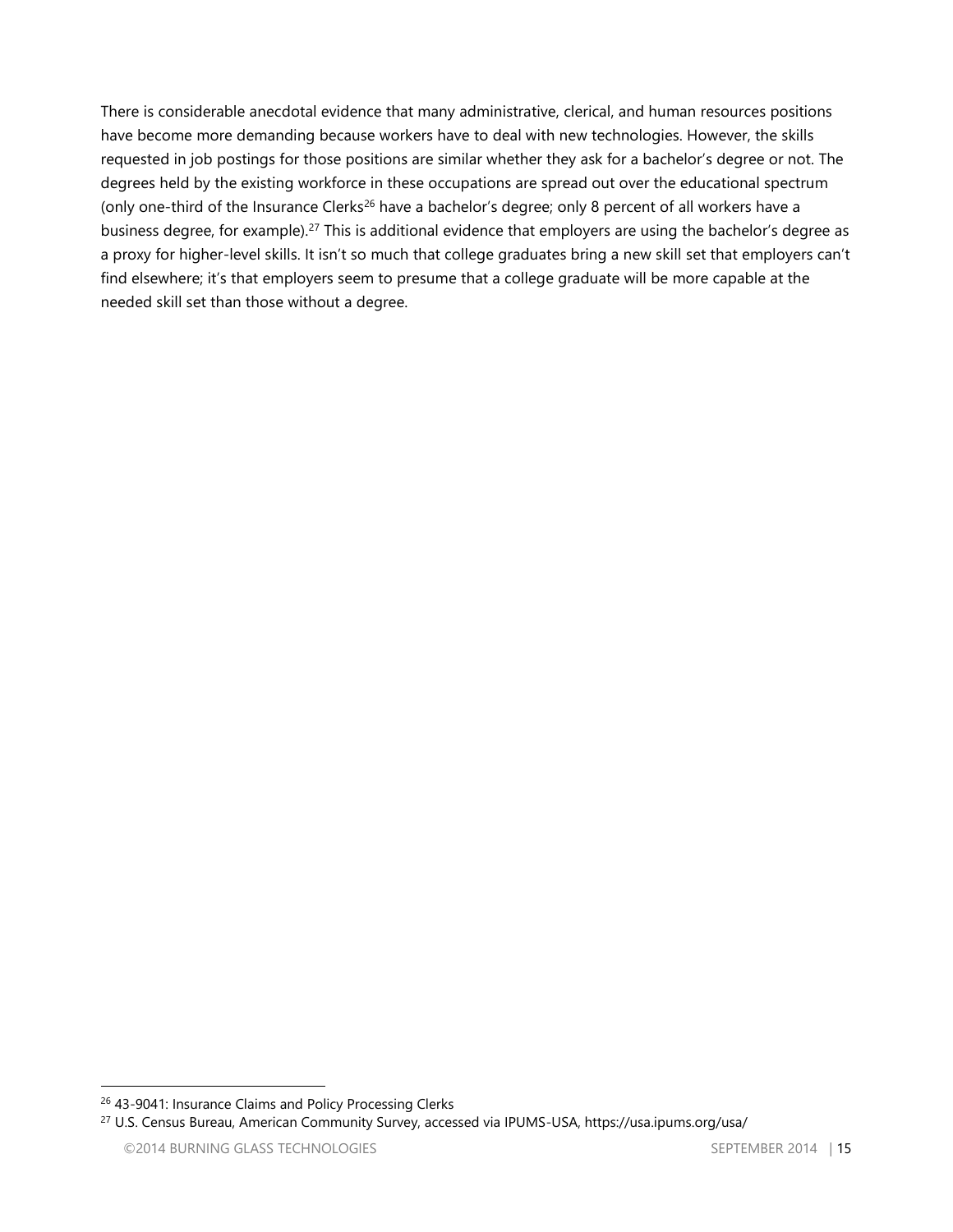There is considerable anecdotal evidence that many administrative, clerical, and human resources positions have become more demanding because workers have to deal with new technologies. However, the skills requested in job postings for those positions are similar whether they ask for a bachelor's degree or not. The degrees held by the existing workforce in these occupations are spread out over the educational spectrum (only one-third of the Insurance Clerks[26] have a bachelor's degree; only 8 percent of all workers have a business degree, for example).[27] This is additional evidence that employers are using the bachelor's degree as a proxy for higher-level skills. It isn't so much that college graduates bring a new skill set that employers can't find elsewhere; it's that employers seem to presume that a college graduate will be more capable at the needed skill set than those without a degree.

---

[26] 43-9041: Insurance Claims and Policy Processing Clerks

[27] U.S. Census Bureau, American Community Survey, accessed via IPUMS-USA, https://usa.ipums.org/usa/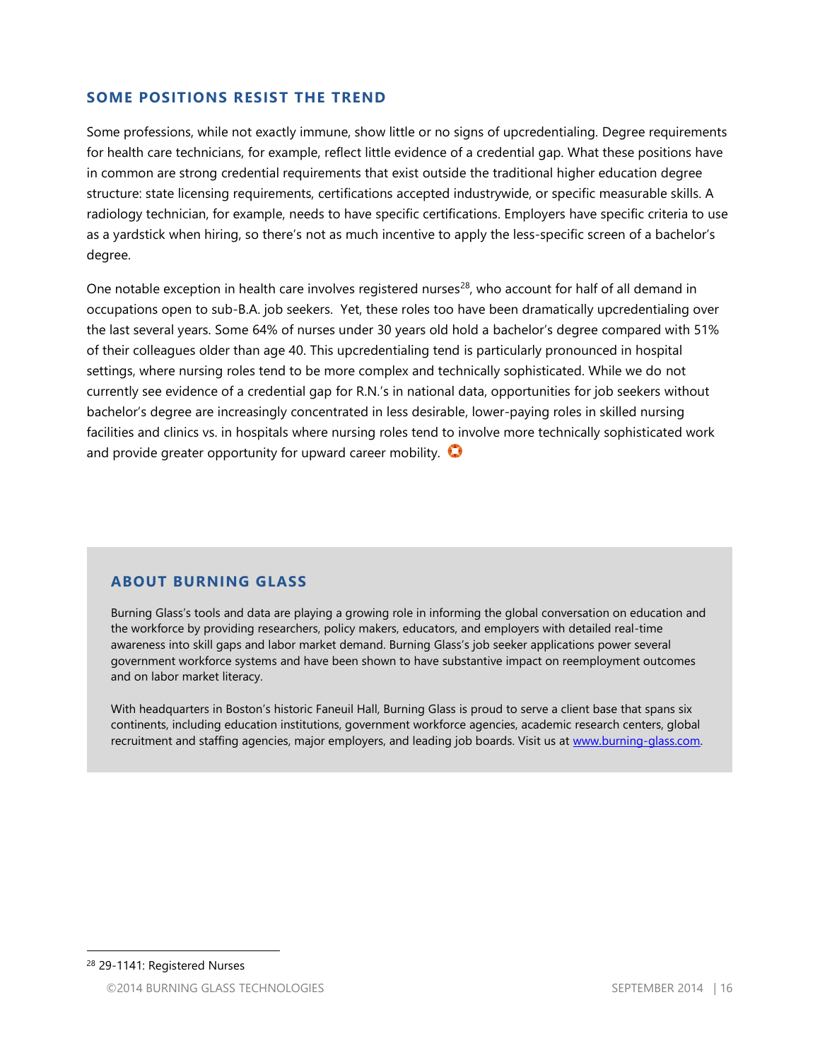## SOME POSITIONS RESIST THE TREND

Some professions, while not exactly immune, show little or no signs of upcredentialing. Degree requirements for health care technicians, for example, reflect little evidence of a credential gap. What these positions have in common are strong credential requirements that exist outside the traditional higher education degree structure: state licensing requirements, certifications accepted industrywide, or specific measurable skills. A radiology technician, for example, needs to have specific certifications. Employers have specific criteria to use as a yardstick when hiring, so there's not as much incentive to apply the less-specific screen of a bachelor's degree.

One notable exception in health care involves registered nurses[28], who account for half of all demand in occupations open to sub-B.A. job seekers. Yet, these roles too have been dramatically upcredentialing over the last several years. Some 64% of nurses under 30 years old hold a bachelor's degree compared with 51% of their colleagues older than age 40. This upcredentialing tend is particularly pronounced in hospital settings, where nursing roles tend to be more complex and technically sophisticated. While we do not currently see evidence of a credential gap for R.N.'s in national data, opportunities for job seekers without bachelor's degree are increasingly concentrated in less desirable, lower-paying roles in skilled nursing facilities and clinics vs. in hospitals where nursing roles tend to involve more technically sophisticated work and provide greater opportunity for upward career mobility.

### ABOUT BURNING GLASS

Burning Glass's tools and data are playing a growing role in informing the global conversation on education and the workforce by providing researchers, policy makers, educators, and employers with detailed real-time awareness into skill gaps and labor market demand. Burning Glass's job seeker applications power several government workforce systems and have been shown to have substantive impact on reemployment outcomes and on labor market literacy.

With headquarters in Boston's historic Faneuil Hall, Burning Glass is proud to serve a client base that spans six continents, including education institutions, government workforce agencies, academic research centers, global recruitment and staffing agencies, major employers, and leading job boards. Visit us at [www.burning-glass.com](http://www.burning-glass.com).

[28] 29-1141: Registered Nurses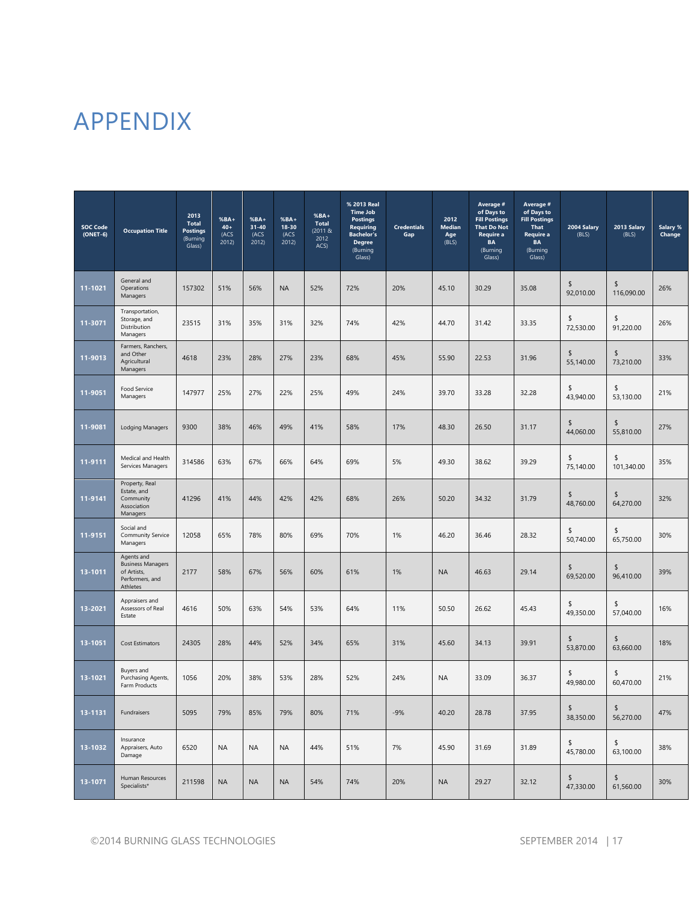# APPENDIX

| SOC Code (ONET-6) | Occupation Title | 2013 Total Postings (Burning Glass) | %BA+ 40+ (ACS 2012) | %BA+ 31-40 (ACS 2012) | %BA+ 18-30 (ACS 2012) | %BA+ Total (2011 & 2012 ACS) | % 2013 Real Time Job Postings Requiring Bachelor's Degree (Burning Glass) | Credentials Gap | 2012 Median Age (BLS) | Average # of Days to Fill Postings That Do Not Require a BA (Burning Glass) | Average # of Days to Fill Postings That Require a BA (Burning Glass) | 2004 Salary (BLS) | 2013 Salary (BLS) | Salary % Change |
|---|---|---|---|---|---|---|---|---|---|---|---|---|---|---|
| 11-1021 | General and Operations Managers | 157302 | 51% | 56% | NA | 52% | 72% | 20% | 45.10 | 30.29 | 35.08 | $ 92,010.00 | $ 116,090.00 | 26% |
| 11-3071 | Transportation, Storage, and Distribution Managers | 23515 | 31% | 35% | 31% | 32% | 74% | 42% | 44.70 | 31.42 | 33.35 | $ 72,530.00 | $ 91,220.00 | 26% |
| 11-9013 | Farmers, Ranchers, and Other Agricultural Managers | 4618 | 23% | 28% | 27% | 23% | 68% | 45% | 55.90 | 22.53 | 31.96 | $ 55,140.00 | $ 73,210.00 | 33% |
| 11-9051 | Food Service Managers | 147977 | 25% | 27% | 22% | 25% | 49% | 24% | 39.70 | 33.28 | 32.28 | $ 43,940.00 | $ 53,130.00 | 21% |
| 11-9081 | Lodging Managers | 9300 | 38% | 46% | 49% | 41% | 58% | 17% | 48.30 | 26.50 | 31.17 | $ 44,060.00 | $ 55,810.00 | 27% |
| 11-9111 | Medical and Health Services Managers | 314586 | 63% | 67% | 66% | 64% | 69% | 5% | 49.30 | 38.62 | 39.29 | $ 75,140.00 | $ 101,340.00 | 35% |
| 11-9141 | Property, Real Estate, and Community Association Managers | 41296 | 41% | 44% | 42% | 42% | 68% | 26% | 50.20 | 34.32 | 31.79 | $ 48,760.00 | $ 64,270.00 | 32% |
| 11-9151 | Social and Community Service Managers | 12058 | 65% | 78% | 80% | 69% | 70% | 1% | 46.20 | 36.46 | 28.32 | $ 50,740.00 | $ 65,750.00 | 30% |
| 13-1011 | Agents and Business Managers of Artists, Performers, and Athletes | 2177 | 58% | 67% | 56% | 60% | 61% | 1% | NA | 46.63 | 29.14 | $ 69,520.00 | $ 96,410.00 | 39% |
| 13-2021 | Appraisers and Assessors of Real Estate | 4616 | 50% | 63% | 54% | 53% | 64% | 11% | 50.50 | 26.62 | 45.43 | $ 49,350.00 | $ 57,040.00 | 16% |
| 13-1051 | Cost Estimators | 24305 | 28% | 44% | 52% | 34% | 65% | 31% | 45.60 | 34.13 | 39.91 | $ 53,870.00 | $ 63,660.00 | 18% |
| 13-1021 | Buyers and Purchasing Agents, Farm Products | 1056 | 20% | 38% | 53% | 28% | 52% | 24% | NA | 33.09 | 36.37 | $ 49,980.00 | $ 60,470.00 | 21% |
| 13-1131 | Fundraisers | 5095 | 79% | 85% | 79% | 80% | 71% | -9% | 40.20 | 28.78 | 37.95 | $ 38,350.00 | $ 56,270.00 | 47% |
| 13-1032 | Insurance Appraisers, Auto Damage | 6520 | NA | NA | NA | 44% | 51% | 7% | 45.90 | 31.69 | 31.89 | $ 45,780.00 | $ 63,100.00 | 38% |
| 13-1071 | Human Resources Specialists* | 211598 | NA | NA | NA | 54% | 74% | 20% | NA | 29.27 | 32.12 | $ 47,330.00 | $ 61,560.00 | 30% |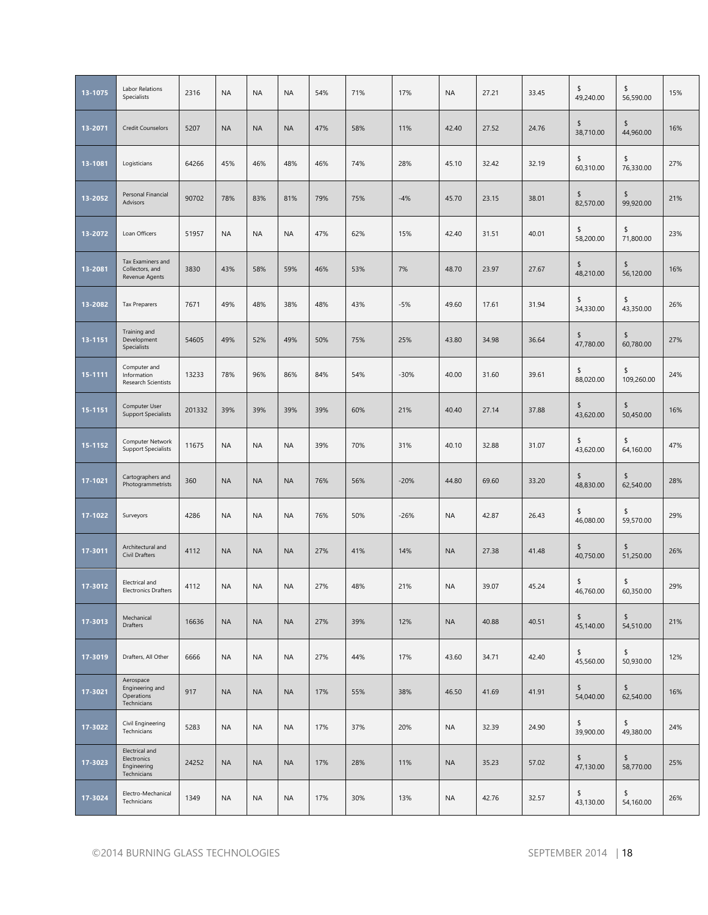| | | | | | | | | | | | | | | |
|---|---|---|---|---|---|---|---|---|---|---|---|---|---|---|
| 13-1075 | Labor Relations Specialists | 2316 | NA | NA | NA | 54% | 71% | 17% | NA | 27.21 | 33.45 | $ 49,240.00 | $ 56,590.00 | 15% |
| 13-2071 | Credit Counselors | 5207 | NA | NA | NA | 47% | 58% | 11% | 42.40 | 27.52 | 24.76 | $ 38,710.00 | $ 44,960.00 | 16% |
| 13-1081 | Logisticians | 64266 | 45% | 46% | 48% | 46% | 74% | 28% | 45.10 | 32.42 | 32.19 | $ 60,310.00 | $ 76,330.00 | 27% |
| 13-2052 | Personal Financial Advisors | 90702 | 78% | 83% | 81% | 79% | 75% | -4% | 45.70 | 23.15 | 38.01 | $ 82,570.00 | $ 99,920.00 | 21% |
| 13-2072 | Loan Officers | 51957 | NA | NA | NA | 47% | 62% | 15% | 42.40 | 31.51 | 40.01 | $ 58,200.00 | $ 71,800.00 | 23% |
| 13-2081 | Tax Examiners and Collectors, and Revenue Agents | 3830 | 43% | 58% | 59% | 46% | 53% | 7% | 48.70 | 23.97 | 27.67 | $ 48,210.00 | $ 56,120.00 | 16% |
| 13-2082 | Tax Preparers | 7671 | 49% | 48% | 38% | 48% | 43% | -5% | 49.60 | 17.61 | 31.94 | $ 34,330.00 | $ 43,350.00 | 26% |
| 13-1151 | Training and Development Specialists | 54605 | 49% | 52% | 49% | 50% | 75% | 25% | 43.80 | 34.98 | 36.64 | $ 47,780.00 | $ 60,780.00 | 27% |
| 15-1111 | Computer and Information Research Scientists | 13233 | 78% | 96% | 86% | 84% | 54% | -30% | 40.00 | 31.60 | 39.61 | $ 88,020.00 | $ 109,260.00 | 24% |
| 15-1151 | Computer User Support Specialists | 201332 | 39% | 39% | 39% | 39% | 60% | 21% | 40.40 | 27.14 | 37.88 | $ 43,620.00 | $ 50,450.00 | 16% |
| 15-1152 | Computer Network Support Specialists | 11675 | NA | NA | NA | 39% | 70% | 31% | 40.10 | 32.88 | 31.07 | $ 43,620.00 | $ 64,160.00 | 47% |
| 17-1021 | Cartographers and Photogrammetrists | 360 | NA | NA | NA | 76% | 56% | -20% | 44.80 | 69.60 | 33.20 | $ 48,830.00 | $ 62,540.00 | 28% |
| 17-1022 | Surveyors | 4286 | NA | NA | NA | 76% | 50% | -26% | NA | 42.87 | 26.43 | $ 46,080.00 | $ 59,570.00 | 29% |
| 17-3011 | Architectural and Civil Drafters | 4112 | NA | NA | NA | 27% | 41% | 14% | NA | 27.38 | 41.48 | $ 40,750.00 | $ 51,250.00 | 26% |
| 17-3012 | Electrical and Electronics Drafters | 4112 | NA | NA | NA | 27% | 48% | 21% | NA | 39.07 | 45.24 | $ 46,760.00 | $ 60,350.00 | 29% |
| 17-3013 | Mechanical Drafters | 16636 | NA | NA | NA | 27% | 39% | 12% | NA | 40.88 | 40.51 | $ 45,140.00 | $ 54,510.00 | 21% |
| 17-3019 | Drafters, All Other | 6666 | NA | NA | NA | 27% | 44% | 17% | 43.60 | 34.71 | 42.40 | $ 45,560.00 | $ 50,930.00 | 12% |
| 17-3021 | Aerospace Engineering and Operations Technicians | 917 | NA | NA | NA | 17% | 55% | 38% | 46.50 | 41.69 | 41.91 | $ 54,040.00 | $ 62,540.00 | 16% |
| 17-3022 | Civil Engineering Technicians | 5283 | NA | NA | NA | 17% | 37% | 20% | NA | 32.39 | 24.90 | $ 39,900.00 | $ 49,380.00 | 24% |
| 17-3023 | Electrical and Electronics Engineering Technicians | 24252 | NA | NA | NA | 17% | 28% | 11% | NA | 35.23 | 57.02 | $ 47,130.00 | $ 58,770.00 | 25% |
| 17-3024 | Electro-Mechanical Technicians | 1349 | NA | NA | NA | 17% | 30% | 13% | NA | 42.76 | 32.57 | $ 43,130.00 | $ 54,160.00 | 26% |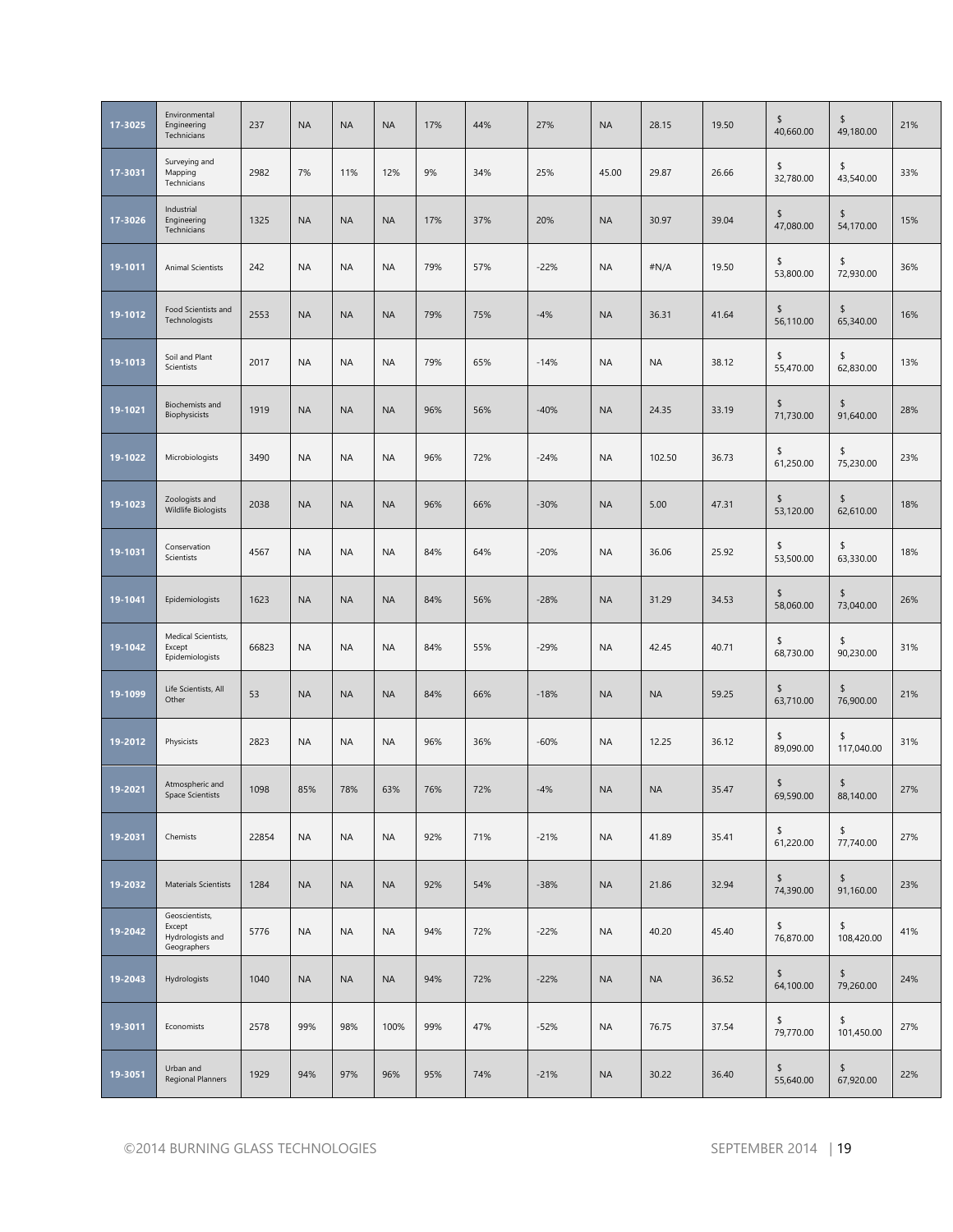| 17-3025 | Environmental Engineering Technicians | 237 | NA | NA | NA | 17% | 44% | 27% | NA | 28.15 | 19.50 | $ 40,660.00 | $ 49,180.00 | 21% |
|---|---|---|---|---|---|---|---|---|---|---|---|---|---|---|
| 17-3031 | Surveying and Mapping Technicians | 2982 | 7% | 11% | 12% | 9% | 34% | 25% | 45.00 | 29.87 | 26.66 | $ 32,780.00 | $ 43,540.00 | 33% |
| 17-3026 | Industrial Engineering Technicians | 1325 | NA | NA | NA | 17% | 37% | 20% | NA | 30.97 | 39.04 | $ 47,080.00 | $ 54,170.00 | 15% |
| 19-1011 | Animal Scientists | 242 | NA | NA | NA | 79% | 57% | -22% | NA | #N/A | 19.50 | $ 53,800.00 | $ 72,930.00 | 36% |
| 19-1012 | Food Scientists and Technologists | 2553 | NA | NA | NA | 79% | 75% | -4% | NA | 36.31 | 41.64 | $ 56,110.00 | $ 65,340.00 | 16% |
| 19-1013 | Soil and Plant Scientists | 2017 | NA | NA | NA | 79% | 65% | -14% | NA | NA | 38.12 | $ 55,470.00 | $ 62,830.00 | 13% |
| 19-1021 | Biochemists and Biophysicists | 1919 | NA | NA | NA | 96% | 56% | -40% | NA | 24.35 | 33.19 | $ 71,730.00 | $ 91,640.00 | 28% |
| 19-1022 | Microbiologists | 3490 | NA | NA | NA | 96% | 72% | -24% | NA | 102.50 | 36.73 | $ 61,250.00 | $ 75,230.00 | 23% |
| 19-1023 | Zoologists and Wildlife Biologists | 2038 | NA | NA | NA | 96% | 66% | -30% | NA | 5.00 | 47.31 | $ 53,120.00 | $ 62,610.00 | 18% |
| 19-1031 | Conservation Scientists | 4567 | NA | NA | NA | 84% | 64% | -20% | NA | 36.06 | 25.92 | $ 53,500.00 | $ 63,330.00 | 18% |
| 19-1041 | Epidemiologists | 1623 | NA | NA | NA | 84% | 56% | -28% | NA | 31.29 | 34.53 | $ 58,060.00 | $ 73,040.00 | 26% |
| 19-1042 | Medical Scientists, Except Epidemiologists | 66823 | NA | NA | NA | 84% | 55% | -29% | NA | 42.45 | 40.71 | $ 68,730.00 | $ 90,230.00 | 31% |
| 19-1099 | Life Scientists, All Other | 53 | NA | NA | NA | 84% | 66% | -18% | NA | NA | 59.25 | $ 63,710.00 | $ 76,900.00 | 21% |
| 19-2012 | Physicists | 2823 | NA | NA | NA | 96% | 36% | -60% | NA | 12.25 | 36.12 | $ 89,090.00 | $ 117,040.00 | 31% |
| 19-2021 | Atmospheric and Space Scientists | 1098 | 85% | 78% | 63% | 76% | 72% | -4% | NA | NA | 35.47 | $ 69,590.00 | $ 88,140.00 | 27% |
| 19-2031 | Chemists | 22854 | NA | NA | NA | 92% | 71% | -21% | NA | 41.89 | 35.41 | $ 61,220.00 | $ 77,740.00 | 27% |
| 19-2032 | Materials Scientists | 1284 | NA | NA | NA | 92% | 54% | -38% | NA | 21.86 | 32.94 | $ 74,390.00 | $ 91,160.00 | 23% |
| 19-2042 | Geoscientists, Except Hydrologists and Geographers | 5776 | NA | NA | NA | 94% | 72% | -22% | NA | 40.20 | 45.40 | $ 76,870.00 | $ 108,420.00 | 41% |
| 19-2043 | Hydrologists | 1040 | NA | NA | NA | 94% | 72% | -22% | NA | NA | 36.52 | $ 64,100.00 | $ 79,260.00 | 24% |
| 19-3011 | Economists | 2578 | 99% | 98% | 100% | 99% | 47% | -52% | NA | 76.75 | 37.54 | $ 79,770.00 | $ 101,450.00 | 27% |
| 19-3051 | Urban and Regional Planners | 1929 | 94% | 97% | 96% | 95% | 74% | -21% | NA | 30.22 | 36.40 | $ 55,640.00 | $ 67,920.00 | 22% |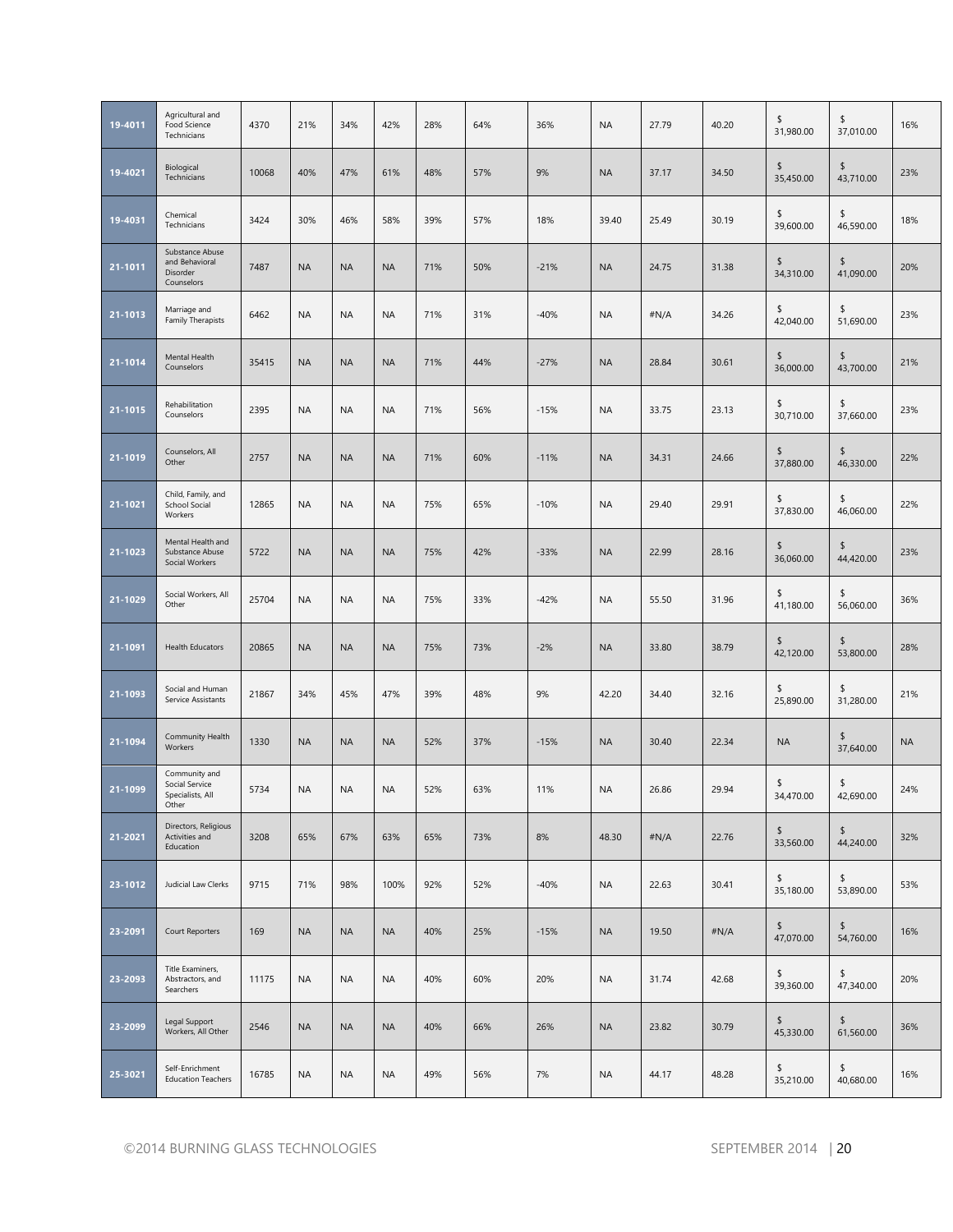| | | | | | | | | | | | | | | |
|---|---|---|---|---|---|---|---|---|---|---|---|---|---|---|
| 19-4011 | Agricultural and Food Science Technicians | 4370 | 21% | 34% | 42% | 28% | 64% | 36% | NA | 27.79 | 40.20 | $ 31,980.00 | $ 37,010.00 | 16% |
| 19-4021 | Biological Technicians | 10068 | 40% | 47% | 61% | 48% | 57% | 9% | NA | 37.17 | 34.50 | $ 35,450.00 | $ 43,710.00 | 23% |
| 19-4031 | Chemical Technicians | 3424 | 30% | 46% | 58% | 39% | 57% | 18% | 39.40 | 25.49 | 30.19 | $ 39,600.00 | $ 46,590.00 | 18% |
| 21-1011 | Substance Abuse and Behavioral Disorder Counselors | 7487 | NA | NA | NA | 71% | 50% | -21% | NA | 24.75 | 31.38 | $ 34,310.00 | $ 41,090.00 | 20% |
| 21-1013 | Marriage and Family Therapists | 6462 | NA | NA | NA | 71% | 31% | -40% | NA | #N/A | 34.26 | $ 42,040.00 | $ 51,690.00 | 23% |
| 21-1014 | Mental Health Counselors | 35415 | NA | NA | NA | 71% | 44% | -27% | NA | 28.84 | 30.61 | $ 36,000.00 | $ 43,700.00 | 21% |
| 21-1015 | Rehabilitation Counselors | 2395 | NA | NA | NA | 71% | 56% | -15% | NA | 33.75 | 23.13 | $ 30,710.00 | $ 37,660.00 | 23% |
| 21-1019 | Counselors, All Other | 2757 | NA | NA | NA | 71% | 60% | -11% | NA | 34.31 | 24.66 | $ 37,880.00 | $ 46,330.00 | 22% |
| 21-1021 | Child, Family, and School Social Workers | 12865 | NA | NA | NA | 75% | 65% | -10% | NA | 29.40 | 29.91 | $ 37,830.00 | $ 46,060.00 | 22% |
| 21-1023 | Mental Health and Substance Abuse Social Workers | 5722 | NA | NA | NA | 75% | 42% | -33% | NA | 22.99 | 28.16 | $ 36,060.00 | $ 44,420.00 | 23% |
| 21-1029 | Social Workers, All Other | 25704 | NA | NA | NA | 75% | 33% | -42% | NA | 55.50 | 31.96 | $ 41,180.00 | $ 56,060.00 | 36% |
| 21-1091 | Health Educators | 20865 | NA | NA | NA | 75% | 73% | -2% | NA | 33.80 | 38.79 | $ 42,120.00 | $ 53,800.00 | 28% |
| 21-1093 | Social and Human Service Assistants | 21867 | 34% | 45% | 47% | 39% | 48% | 9% | 42.20 | 34.40 | 32.16 | $ 25,890.00 | $ 31,280.00 | 21% |
| 21-1094 | Community Health Workers | 1330 | NA | NA | NA | 52% | 37% | -15% | NA | 30.40 | 22.34 | NA | $ 37,640.00 | NA |
| 21-1099 | Community and Social Service Specialists, All Other | 5734 | NA | NA | NA | 52% | 63% | 11% | NA | 26.86 | 29.94 | $ 34,470.00 | $ 42,690.00 | 24% |
| 21-2021 | Directors, Religious Activities and Education | 3208 | 65% | 67% | 63% | 65% | 73% | 8% | 48.30 | #N/A | 22.76 | $ 33,560.00 | $ 44,240.00 | 32% |
| 23-1012 | Judicial Law Clerks | 9715 | 71% | 98% | 100% | 92% | 52% | -40% | NA | 22.63 | 30.41 | $ 35,180.00 | $ 53,890.00 | 53% |
| 23-2091 | Court Reporters | 169 | NA | NA | NA | 40% | 25% | -15% | NA | 19.50 | #N/A | $ 47,070.00 | $ 54,760.00 | 16% |
| 23-2093 | Title Examiners, Abstractors, and Searchers | 11175 | NA | NA | NA | 40% | 60% | 20% | NA | 31.74 | 42.68 | $ 39,360.00 | $ 47,340.00 | 20% |
| 23-2099 | Legal Support Workers, All Other | 2546 | NA | NA | NA | 40% | 66% | 26% | NA | 23.82 | 30.79 | $ 45,330.00 | $ 61,560.00 | 36% |
| 25-3021 | Self-Enrichment Education Teachers | 16785 | NA | NA | NA | 49% | 56% | 7% | NA | 44.17 | 48.28 | $ 35,210.00 | $ 40,680.00 | 16% |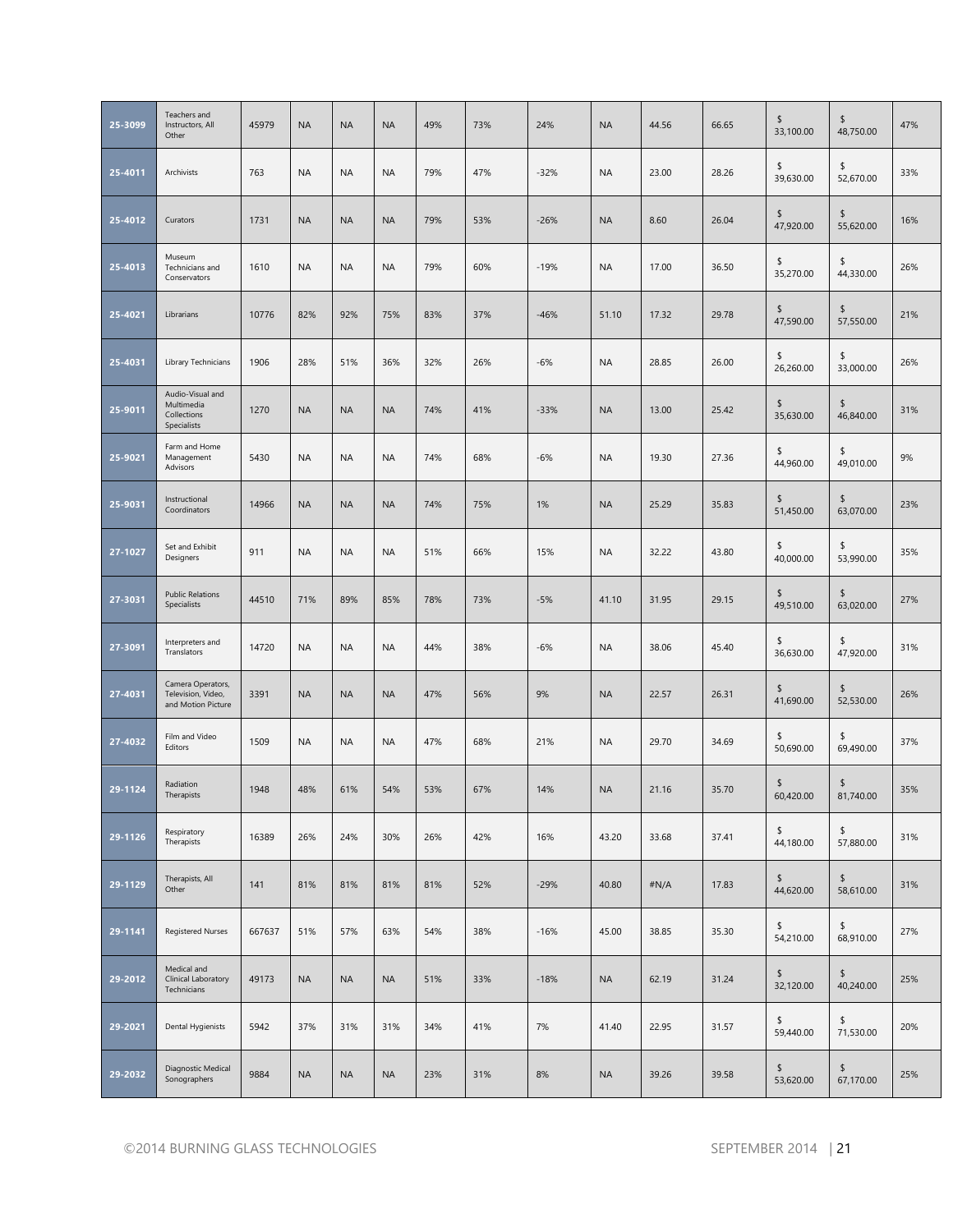| | | | | | | | | | | | | | | |
|---|---|---|---|---|---|---|---|---|---|---|---|---|---|---|
| 25-3099 | Teachers and Instructors, All Other | 45979 | NA | NA | NA | 49% | 73% | 24% | NA | 44.56 | 66.65 | $ 33,100.00 | $ 48,750.00 | 47% |
| 25-4011 | Archivists | 763 | NA | NA | NA | 79% | 47% | -32% | NA | 23.00 | 28.26 | $ 39,630.00 | $ 52,670.00 | 33% |
| 25-4012 | Curators | 1731 | NA | NA | NA | 79% | 53% | -26% | NA | 8.60 | 26.04 | $ 47,920.00 | $ 55,620.00 | 16% |
| 25-4013 | Museum Technicians and Conservators | 1610 | NA | NA | NA | 79% | 60% | -19% | NA | 17.00 | 36.50 | $ 35,270.00 | $ 44,330.00 | 26% |
| 25-4021 | Librarians | 10776 | 82% | 92% | 75% | 83% | 37% | -46% | 51.10 | 17.32 | 29.78 | $ 47,590.00 | $ 57,550.00 | 21% |
| 25-4031 | Library Technicians | 1906 | 28% | 51% | 36% | 32% | 26% | -6% | NA | 28.85 | 26.00 | $ 26,260.00 | $ 33,000.00 | 26% |
| 25-9011 | Audio-Visual and Multimedia Collections Specialists | 1270 | NA | NA | NA | 74% | 41% | -33% | NA | 13.00 | 25.42 | $ 35,630.00 | $ 46,840.00 | 31% |
| 25-9021 | Farm and Home Management Advisors | 5430 | NA | NA | NA | 74% | 68% | -6% | NA | 19.30 | 27.36 | $ 44,960.00 | $ 49,010.00 | 9% |
| 25-9031 | Instructional Coordinators | 14966 | NA | NA | NA | 74% | 75% | 1% | NA | 25.29 | 35.83 | $ 51,450.00 | $ 63,070.00 | 23% |
| 27-1027 | Set and Exhibit Designers | 911 | NA | NA | NA | 51% | 66% | 15% | NA | 32.22 | 43.80 | $ 40,000.00 | $ 53,990.00 | 35% |
| 27-3031 | Public Relations Specialists | 44510 | 71% | 89% | 85% | 78% | 73% | -5% | 41.10 | 31.95 | 29.15 | $ 49,510.00 | $ 63,020.00 | 27% |
| 27-3091 | Interpreters and Translators | 14720 | NA | NA | NA | 44% | 38% | -6% | NA | 38.06 | 45.40 | $ 36,630.00 | $ 47,920.00 | 31% |
| 27-4031 | Camera Operators, Television, Video, and Motion Picture | 3391 | NA | NA | NA | 47% | 56% | 9% | NA | 22.57 | 26.31 | $ 41,690.00 | $ 52,530.00 | 26% |
| 27-4032 | Film and Video Editors | 1509 | NA | NA | NA | 47% | 68% | 21% | NA | 29.70 | 34.69 | $ 50,690.00 | $ 69,490.00 | 37% |
| 29-1124 | Radiation Therapists | 1948 | 48% | 61% | 54% | 53% | 67% | 14% | NA | 21.16 | 35.70 | $ 60,420.00 | $ 81,740.00 | 35% |
| 29-1126 | Respiratory Therapists | 16389 | 26% | 24% | 30% | 26% | 42% | 16% | 43.20 | 33.68 | 37.41 | $ 44,180.00 | $ 57,880.00 | 31% |
| 29-1129 | Therapists, All Other | 141 | 81% | 81% | 81% | 81% | 52% | -29% | 40.80 | #N/A | 17.83 | $ 44,620.00 | $ 58,610.00 | 31% |
| 29-1141 | Registered Nurses | 667637 | 51% | 57% | 63% | 54% | 38% | -16% | 45.00 | 38.85 | 35.30 | $ 54,210.00 | $ 68,910.00 | 27% |
| 29-2012 | Medical and Clinical Laboratory Technicians | 49173 | NA | NA | NA | 51% | 33% | -18% | NA | 62.19 | 31.24 | $ 32,120.00 | $ 40,240.00 | 25% |
| 29-2021 | Dental Hygienists | 5942 | 37% | 31% | 31% | 34% | 41% | 7% | 41.40 | 22.95 | 31.57 | $ 59,440.00 | $ 71,530.00 | 20% |
| 29-2032 | Diagnostic Medical Sonographers | 9884 | NA | NA | NA | 23% | 31% | 8% | NA | 39.26 | 39.58 | $ 53,620.00 | $ 67,170.00 | 25% |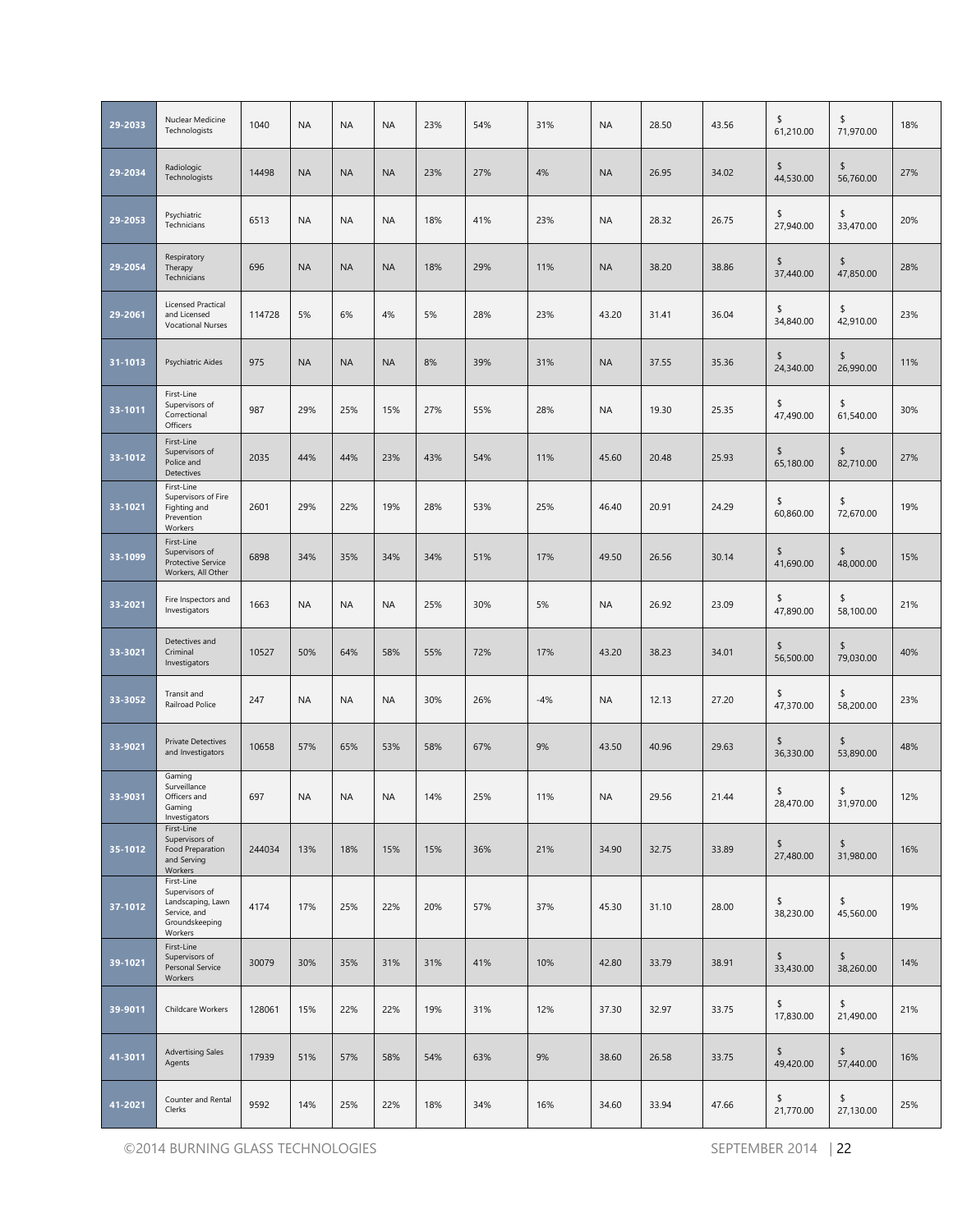| | | | | | | | | | | | | | | |
|---|---|---|---|---|---|---|---|---|---|---|---|---|---|---|
| 29-2033 | Nuclear Medicine Technologists | 1040 | NA | NA | NA | 23% | 54% | 31% | NA | 28.50 | 43.56 | $ 61,210.00 | $ 71,970.00 | 18% |
| 29-2034 | Radiologic Technologists | 14498 | NA | NA | NA | 23% | 27% | 4% | NA | 26.95 | 34.02 | $ 44,530.00 | $ 56,760.00 | 27% |
| 29-2053 | Psychiatric Technicians | 6513 | NA | NA | NA | 18% | 41% | 23% | NA | 28.32 | 26.75 | $ 27,940.00 | $ 33,470.00 | 20% |
| 29-2054 | Respiratory Therapy Technicians | 696 | NA | NA | NA | 18% | 29% | 11% | NA | 38.20 | 38.86 | $ 37,440.00 | $ 47,850.00 | 28% |
| 29-2061 | Licensed Practical and Licensed Vocational Nurses | 114728 | 5% | 6% | 4% | 5% | 28% | 23% | 43.20 | 31.41 | 36.04 | $ 34,840.00 | $ 42,910.00 | 23% |
| 31-1013 | Psychiatric Aides | 975 | NA | NA | NA | 8% | 39% | 31% | NA | 37.55 | 35.36 | $ 24,340.00 | $ 26,990.00 | 11% |
| 33-1011 | First-Line Supervisors of Correctional Officers | 987 | 29% | 25% | 15% | 27% | 55% | 28% | NA | 19.30 | 25.35 | $ 47,490.00 | $ 61,540.00 | 30% |
| 33-1012 | First-Line Supervisors of Police and Detectives | 2035 | 44% | 44% | 23% | 43% | 54% | 11% | 45.60 | 20.48 | 25.93 | $ 65,180.00 | $ 82,710.00 | 27% |
| 33-1021 | First-Line Supervisors of Fire Fighting and Prevention Workers | 2601 | 29% | 22% | 19% | 28% | 53% | 25% | 46.40 | 20.91 | 24.29 | $ 60,860.00 | $ 72,670.00 | 19% |
| 33-1099 | First-Line Supervisors of Protective Service Workers, All Other | 6898 | 34% | 35% | 34% | 34% | 51% | 17% | 49.50 | 26.56 | 30.14 | $ 41,690.00 | $ 48,000.00 | 15% |
| 33-2021 | Fire Inspectors and Investigators | 1663 | NA | NA | NA | 25% | 30% | 5% | NA | 26.92 | 23.09 | $ 47,890.00 | $ 58,100.00 | 21% |
| 33-3021 | Detectives and Criminal Investigators | 10527 | 50% | 64% | 58% | 55% | 72% | 17% | 43.20 | 38.23 | 34.01 | $ 56,500.00 | $ 79,030.00 | 40% |
| 33-3052 | Transit and Railroad Police | 247 | NA | NA | NA | 30% | 26% | -4% | NA | 12.13 | 27.20 | $ 47,370.00 | $ 58,200.00 | 23% |
| 33-9021 | Private Detectives and Investigators | 10658 | 57% | 65% | 53% | 58% | 67% | 9% | 43.50 | 40.96 | 29.63 | $ 36,330.00 | $ 53,890.00 | 48% |
| 33-9031 | Gaming Surveillance Officers and Gaming Investigators | 697 | NA | NA | NA | 14% | 25% | 11% | NA | 29.56 | 21.44 | $ 28,470.00 | $ 31,970.00 | 12% |
| 35-1012 | First-Line Supervisors of Food Preparation and Serving Workers | 244034 | 13% | 18% | 15% | 15% | 36% | 21% | 34.90 | 32.75 | 33.89 | $ 27,480.00 | $ 31,980.00 | 16% |
| 37-1012 | First-Line Supervisors of Landscaping, Lawn Service, and Groundskeeping Workers | 4174 | 17% | 25% | 22% | 20% | 57% | 37% | 45.30 | 31.10 | 28.00 | $ 38,230.00 | $ 45,560.00 | 19% |
| 39-1021 | First-Line Supervisors of Personal Service Workers | 30079 | 30% | 35% | 31% | 31% | 41% | 10% | 42.80 | 33.79 | 38.91 | $ 33,430.00 | $ 38,260.00 | 14% |
| 39-9011 | Childcare Workers | 128061 | 15% | 22% | 22% | 19% | 31% | 12% | 37.30 | 32.97 | 33.75 | $ 17,830.00 | $ 21,490.00 | 21% |
| 41-3011 | Advertising Sales Agents | 17939 | 51% | 57% | 58% | 54% | 63% | 9% | 38.60 | 26.58 | 33.75 | $ 49,420.00 | $ 57,440.00 | 16% |
| 41-2021 | Counter and Rental Clerks | 9592 | 14% | 25% | 22% | 18% | 34% | 16% | 34.60 | 33.94 | 47.66 | $ 21,770.00 | $ 27,130.00 | 25% |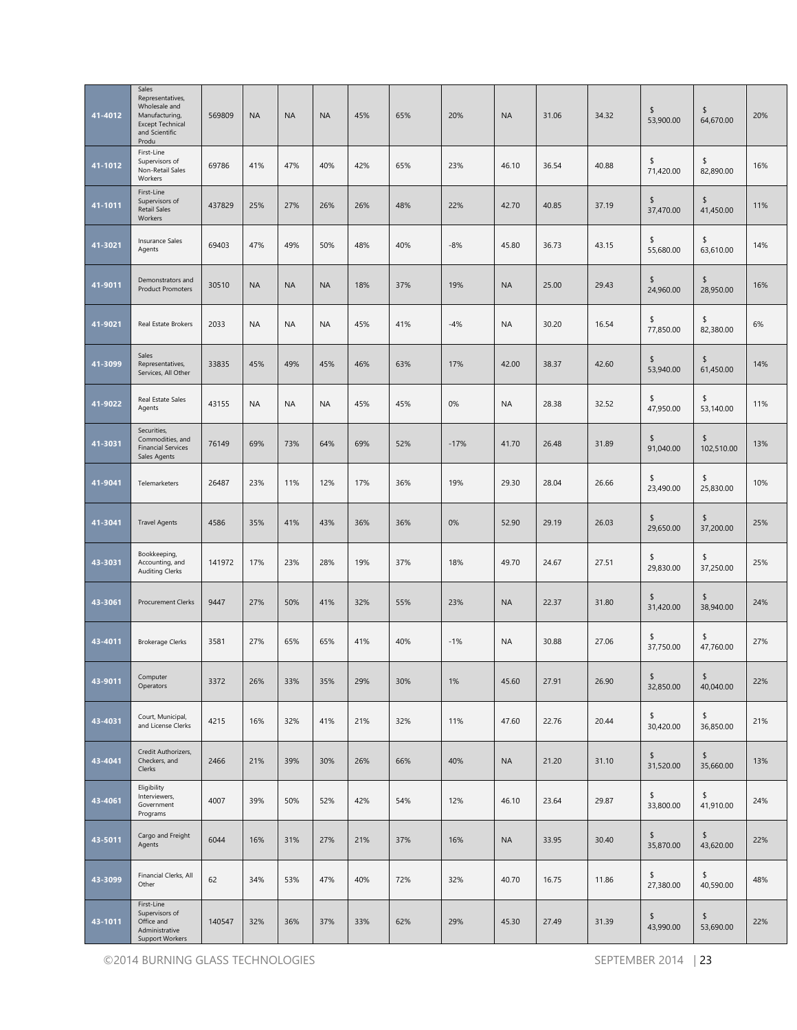| | | | | | | | | | | | | | | |
|---|---|---|---|---|---|---|---|---|---|---|---|---|---|---|
| 41-4012 | Sales Representatives, Wholesale and Manufacturing, Except Technical and Scientific Produ | 569809 | NA | NA | NA | 45% | 65% | 20% | NA | 31.06 | 34.32 | $ 53,900.00 | $ 64,670.00 | 20% |
| 41-1012 | First-Line Supervisors of Non-Retail Sales Workers | 69786 | 41% | 47% | 40% | 42% | 65% | 23% | 46.10 | 36.54 | 40.88 | $ 71,420.00 | $ 82,890.00 | 16% |
| 41-1011 | First-Line Supervisors of Retail Sales Workers | 437829 | 25% | 27% | 26% | 26% | 48% | 22% | 42.70 | 40.85 | 37.19 | $ 37,470.00 | $ 41,450.00 | 11% |
| 41-3021 | Insurance Sales Agents | 69403 | 47% | 49% | 50% | 48% | 40% | -8% | 45.80 | 36.73 | 43.15 | $ 55,680.00 | $ 63,610.00 | 14% |
| 41-9011 | Demonstrators and Product Promoters | 30510 | NA | NA | NA | 18% | 37% | 19% | NA | 25.00 | 29.43 | $ 24,960.00 | $ 28,950.00 | 16% |
| 41-9021 | Real Estate Brokers | 2033 | NA | NA | NA | 45% | 41% | -4% | NA | 30.20 | 16.54 | $ 77,850.00 | $ 82,380.00 | 6% |
| 41-3099 | Sales Representatives, Services, All Other | 33835 | 45% | 49% | 45% | 46% | 63% | 17% | 42.00 | 38.37 | 42.60 | $ 53,940.00 | $ 61,450.00 | 14% |
| 41-9022 | Real Estate Sales Agents | 43155 | NA | NA | NA | 45% | 45% | 0% | NA | 28.38 | 32.52 | $ 47,950.00 | $ 53,140.00 | 11% |
| 41-3031 | Securities, Commodities, and Financial Services Sales Agents | 76149 | 69% | 73% | 64% | 69% | 52% | -17% | 41.70 | 26.48 | 31.89 | $ 91,040.00 | $ 102,510.00 | 13% |
| 41-9041 | Telemarketers | 26487 | 23% | 11% | 12% | 17% | 36% | 19% | 29.30 | 28.04 | 26.66 | $ 23,490.00 | $ 25,830.00 | 10% |
| 41-3041 | Travel Agents | 4586 | 35% | 41% | 43% | 36% | 36% | 0% | 52.90 | 29.19 | 26.03 | $ 29,650.00 | $ 37,200.00 | 25% |
| 43-3031 | Bookkeeping, Accounting, and Auditing Clerks | 141972 | 17% | 23% | 28% | 19% | 37% | 18% | 49.70 | 24.67 | 27.51 | $ 29,830.00 | $ 37,250.00 | 25% |
| 43-3061 | Procurement Clerks | 9447 | 27% | 50% | 41% | 32% | 55% | 23% | NA | 22.37 | 31.80 | $ 31,420.00 | $ 38,940.00 | 24% |
| 43-4011 | Brokerage Clerks | 3581 | 27% | 65% | 65% | 41% | 40% | -1% | NA | 30.88 | 27.06 | $ 37,750.00 | $ 47,760.00 | 27% |
| 43-9011 | Computer Operators | 3372 | 26% | 33% | 35% | 29% | 30% | 1% | 45.60 | 27.91 | 26.90 | $ 32,850.00 | $ 40,040.00 | 22% |
| 43-4031 | Court, Municipal, and License Clerks | 4215 | 16% | 32% | 41% | 21% | 32% | 11% | 47.60 | 22.76 | 20.44 | $ 30,420.00 | $ 36,850.00 | 21% |
| 43-4041 | Credit Authorizers, Checkers, and Clerks | 2466 | 21% | 39% | 30% | 26% | 66% | 40% | NA | 21.20 | 31.10 | $ 31,520.00 | $ 35,660.00 | 13% |
| 43-4061 | Eligibility Interviewers, Government Programs | 4007 | 39% | 50% | 52% | 42% | 54% | 12% | 46.10 | 23.64 | 29.87 | $ 33,800.00 | $ 41,910.00 | 24% |
| 43-5011 | Cargo and Freight Agents | 6044 | 16% | 31% | 27% | 21% | 37% | 16% | NA | 33.95 | 30.40 | $ 35,870.00 | $ 43,620.00 | 22% |
| 43-3099 | Financial Clerks, All Other | 62 | 34% | 53% | 47% | 40% | 72% | 32% | 40.70 | 16.75 | 11.86 | $ 27,380.00 | $ 40,590.00 | 48% |
| 43-1011 | First-Line Supervisors of Office and Administrative Support Workers | 140547 | 32% | 36% | 37% | 33% | 62% | 29% | 45.30 | 27.49 | 31.39 | $ 43,990.00 | $ 53,690.00 | 22% |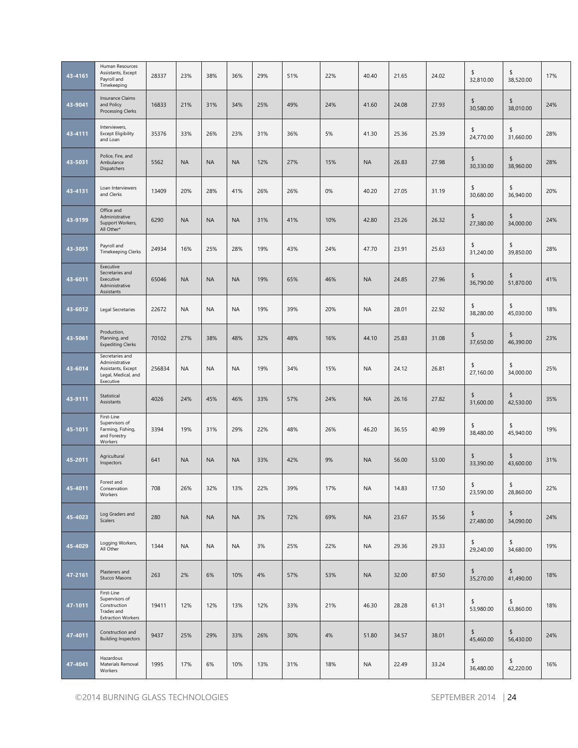| 43-4161 | Human Resources Assistants, Except Payroll and Timekeeping | 28337 | 23% | 38% | 36% | 29% | 51% | 22% | 40.40 | 21.65 | 24.02 | $ 32,810.00 | $ 38,520.00 | 17% |
|---|---|---|---|---|---|---|---|---|---|---|---|---|---|---|
| 43-9041 | Insurance Claims and Policy Processing Clerks | 16833 | 21% | 31% | 34% | 25% | 49% | 24% | 41.60 | 24.08 | 27.93 | $ 30,580.00 | $ 38,010.00 | 24% |
| 43-4111 | Interviewers, Except Eligibility and Loan | 35376 | 33% | 26% | 23% | 31% | 36% | 5% | 41.30 | 25.36 | 25.39 | $ 24,770.00 | $ 31,660.00 | 28% |
| 43-5031 | Police, Fire, and Ambulance Dispatchers | 5562 | NA | NA | NA | 12% | 27% | 15% | NA | 26.83 | 27.98 | $ 30,330.00 | $ 38,960.00 | 28% |
| 43-4131 | Loan Interviewers and Clerks | 13409 | 20% | 28% | 41% | 26% | 26% | 0% | 40.20 | 27.05 | 31.19 | $ 30,680.00 | $ 36,940.00 | 20% |
| 43-9199 | Office and Administrative Support Workers, All Other* | 6290 | NA | NA | NA | 31% | 41% | 10% | 42.80 | 23.26 | 26.32 | $ 27,380.00 | $ 34,000.00 | 24% |
| 43-3051 | Payroll and Timekeeping Clerks | 24934 | 16% | 25% | 28% | 19% | 43% | 24% | 47.70 | 23.91 | 25.63 | $ 31,240.00 | $ 39,850.00 | 28% |
| 43-6011 | Executive Secretaries and Executive Administrative Assistants | 65046 | NA | NA | NA | 19% | 65% | 46% | NA | 24.85 | 27.96 | $ 36,790.00 | $ 51,870.00 | 41% |
| 43-6012 | Legal Secretaries | 22672 | NA | NA | NA | 19% | 39% | 20% | NA | 28.01 | 22.92 | $ 38,280.00 | $ 45,030.00 | 18% |
| 43-5061 | Production, Planning, and Expediting Clerks | 70102 | 27% | 38% | 48% | 32% | 48% | 16% | 44.10 | 25.83 | 31.08 | $ 37,650.00 | $ 46,390.00 | 23% |
| 43-6014 | Secretaries and Administrative Assistants, Except Legal, Medical, and Executive | 256834 | NA | NA | NA | 19% | 34% | 15% | NA | 24.12 | 26.81 | $ 27,160.00 | $ 34,000.00 | 25% |
| 43-9111 | Statistical Assistants | 4026 | 24% | 45% | 46% | 33% | 57% | 24% | NA | 26.16 | 27.82 | $ 31,600.00 | $ 42,530.00 | 35% |
| 45-1011 | First-Line Supervisors of Farming, Fishing, and Forestry Workers | 3394 | 19% | 31% | 29% | 22% | 48% | 26% | 46.20 | 36.55 | 40.99 | $ 38,480.00 | $ 45,940.00 | 19% |
| 45-2011 | Agricultural Inspectors | 641 | NA | NA | NA | 33% | 42% | 9% | NA | 56.00 | 53.00 | $ 33,390.00 | $ 43,600.00 | 31% |
| 45-4011 | Forest and Conservation Workers | 708 | 26% | 32% | 13% | 22% | 39% | 17% | NA | 14.83 | 17.50 | $ 23,590.00 | $ 28,860.00 | 22% |
| 45-4023 | Log Graders and Scalers | 280 | NA | NA | NA | 3% | 72% | 69% | NA | 23.67 | 35.56 | $ 27,480.00 | $ 34,090.00 | 24% |
| 45-4029 | Logging Workers, All Other | 1344 | NA | NA | NA | 3% | 25% | 22% | NA | 29.36 | 29.33 | $ 29,240.00 | $ 34,680.00 | 19% |
| 47-2161 | Plasterers and Stucco Masons | 263 | 2% | 6% | 10% | 4% | 57% | 53% | NA | 32.00 | 87.50 | $ 35,270.00 | $ 41,490.00 | 18% |
| 47-1011 | First-Line Supervisors of Construction Trades and Extraction Workers | 19411 | 12% | 12% | 13% | 12% | 33% | 21% | 46.30 | 28.28 | 61.31 | $ 53,980.00 | $ 63,860.00 | 18% |
| 47-4011 | Construction and Building Inspectors | 9437 | 25% | 29% | 33% | 26% | 30% | 4% | 51.80 | 34.57 | 38.01 | $ 45,460.00 | $ 56,430.00 | 24% |
| 47-4041 | Hazardous Materials Removal Workers | 1995 | 17% | 6% | 10% | 13% | 31% | 18% | NA | 22.49 | 33.24 | $ 36,480.00 | $ 42,220.00 | 16% |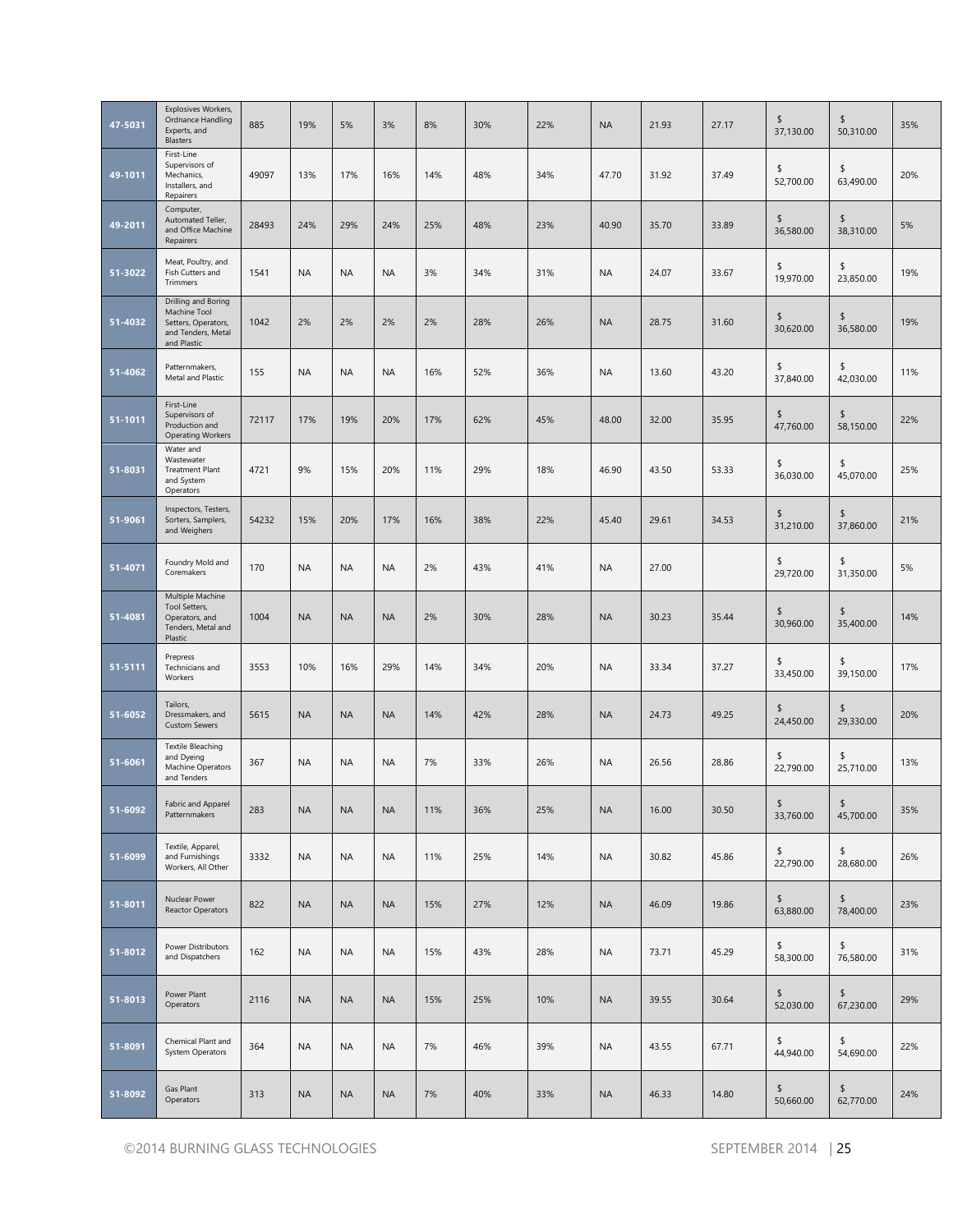| | | | | | | | | | | | | | | |
|---|---|---|---|---|---|---|---|---|---|---|---|---|---|---|
| 47-5031 | Explosives Workers, Ordnance Handling Experts, and Blasters | 885 | 19% | 5% | 3% | 8% | 30% | 22% | NA | 21.93 | 27.17 | $ 37,130.00 | $ 50,310.00 | 35% |
| 49-1011 | First-Line Supervisors of Mechanics, Installers, and Repairers | 49097 | 13% | 17% | 16% | 14% | 48% | 34% | 47.70 | 31.92 | 37.49 | $ 52,700.00 | $ 63,490.00 | 20% |
| 49-2011 | Computer, Automated Teller, and Office Machine Repairers | 28493 | 24% | 29% | 24% | 25% | 48% | 23% | 40.90 | 35.70 | 33.89 | $ 36,580.00 | $ 38,310.00 | 5% |
| 51-3022 | Meat, Poultry, and Fish Cutters and Trimmers | 1541 | NA | NA | NA | 3% | 34% | 31% | NA | 24.07 | 33.67 | $ 19,970.00 | $ 23,850.00 | 19% |
| 51-4032 | Drilling and Boring Machine Tool Setters, Operators, and Tenders, Metal and Plastic | 1042 | 2% | 2% | 2% | 2% | 28% | 26% | NA | 28.75 | 31.60 | $ 30,620.00 | $ 36,580.00 | 19% |
| 51-4062 | Patternmakers, Metal and Plastic | 155 | NA | NA | NA | 16% | 52% | 36% | NA | 13.60 | 43.20 | $ 37,840.00 | $ 42,030.00 | 11% |
| 51-1011 | First-Line Supervisors of Production and Operating Workers | 72117 | 17% | 19% | 20% | 17% | 62% | 45% | 48.00 | 32.00 | 35.95 | $ 47,760.00 | $ 58,150.00 | 22% |
| 51-8031 | Water and Wastewater Treatment Plant and System Operators | 4721 | 9% | 15% | 20% | 11% | 29% | 18% | 46.90 | 43.50 | 53.33 | $ 36,030.00 | $ 45,070.00 | 25% |
| 51-9061 | Inspectors, Testers, Sorters, Samplers, and Weighers | 54232 | 15% | 20% | 17% | 16% | 38% | 22% | 45.40 | 29.61 | 34.53 | $ 31,210.00 | $ 37,860.00 | 21% |
| 51-4071 | Foundry Mold and Coremakers | 170 | NA | NA | NA | 2% | 43% | 41% | NA | 27.00 | | $ 29,720.00 | $ 31,350.00 | 5% |
| 51-4081 | Multiple Machine Tool Setters, Operators, and Tenders, Metal and Plastic | 1004 | NA | NA | NA | 2% | 30% | 28% | NA | 30.23 | 35.44 | $ 30,960.00 | $ 35,400.00 | 14% |
| 51-5111 | Prepress Technicians and Workers | 3553 | 10% | 16% | 29% | 14% | 34% | 20% | NA | 33.34 | 37.27 | $ 33,450.00 | $ 39,150.00 | 17% |
| 51-6052 | Tailors, Dressmakers, and Custom Sewers | 5615 | NA | NA | NA | 14% | 42% | 28% | NA | 24.73 | 49.25 | $ 24,450.00 | $ 29,330.00 | 20% |
| 51-6061 | Textile Bleaching and Dyeing Machine Operators and Tenders | 367 | NA | NA | NA | 7% | 33% | 26% | NA | 26.56 | 28.86 | $ 22,790.00 | $ 25,710.00 | 13% |
| 51-6092 | Fabric and Apparel Patternmakers | 283 | NA | NA | NA | 11% | 36% | 25% | NA | 16.00 | 30.50 | $ 33,760.00 | $ 45,700.00 | 35% |
| 51-6099 | Textile, Apparel, and Furnishings Workers, All Other | 3332 | NA | NA | NA | 11% | 25% | 14% | NA | 30.82 | 45.86 | $ 22,790.00 | $ 28,680.00 | 26% |
| 51-8011 | Nuclear Power Reactor Operators | 822 | NA | NA | NA | 15% | 27% | 12% | NA | 46.09 | 19.86 | $ 63,880.00 | $ 78,400.00 | 23% |
| 51-8012 | Power Distributors and Dispatchers | 162 | NA | NA | NA | 15% | 43% | 28% | NA | 73.71 | 45.29 | $ 58,300.00 | $ 76,580.00 | 31% |
| 51-8013 | Power Plant Operators | 2116 | NA | NA | NA | 15% | 25% | 10% | NA | 39.55 | 30.64 | $ 52,030.00 | $ 67,230.00 | 29% |
| 51-8091 | Chemical Plant and System Operators | 364 | NA | NA | NA | 7% | 46% | 39% | NA | 43.55 | 67.71 | $ 44,940.00 | $ 54,690.00 | 22% |
| 51-8092 | Gas Plant Operators | 313 | NA | NA | NA | 7% | 40% | 33% | NA | 46.33 | 14.80 | $ 50,660.00 | $ 62,770.00 | 24% |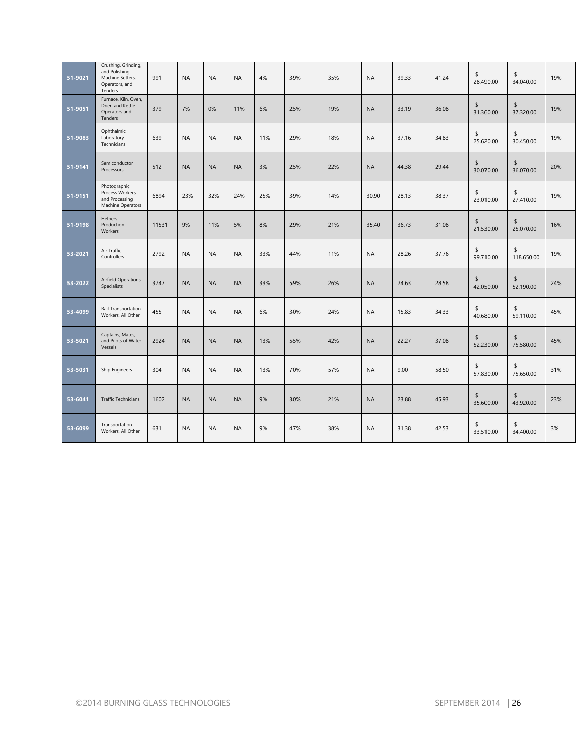| | | | | | | | | | | | | | | |
|---|---|---|---|---|---|---|---|---|---|---|---|---|---|---|
| 51-9021 | Crushing, Grinding, and Polishing Machine Setters, Operators, and Tenders | 991 | NA | NA | NA | 4% | 39% | 35% | NA | 39.33 | 41.24 | $ 28,490.00 | $ 34,040.00 | 19% |
| 51-9051 | Furnace, Kiln, Oven, Drier, and Kettle Operators and Tenders | 379 | 7% | 0% | 11% | 6% | 25% | 19% | NA | 33.19 | 36.08 | $ 31,360.00 | $ 37,320.00 | 19% |
| 51-9083 | Ophthalmic Laboratory Technicians | 639 | NA | NA | NA | 11% | 29% | 18% | NA | 37.16 | 34.83 | $ 25,620.00 | $ 30,450.00 | 19% |
| 51-9141 | Semiconductor Processors | 512 | NA | NA | NA | 3% | 25% | 22% | NA | 44.38 | 29.44 | $ 30,070.00 | $ 36,070.00 | 20% |
| 51-9151 | Photographic Process Workers and Processing Machine Operators | 6894 | 23% | 32% | 24% | 25% | 39% | 14% | 30.90 | 28.13 | 38.37 | $ 23,010.00 | $ 27,410.00 | 19% |
| 51-9198 | Helpers--Production Workers | 11531 | 9% | 11% | 5% | 8% | 29% | 21% | 35.40 | 36.73 | 31.08 | $ 21,530.00 | $ 25,070.00 | 16% |
| 53-2021 | Air Traffic Controllers | 2792 | NA | NA | NA | 33% | 44% | 11% | NA | 28.26 | 37.76 | $ 99,710.00 | $ 118,650.00 | 19% |
| 53-2022 | Airfield Operations Specialists | 3747 | NA | NA | NA | 33% | 59% | 26% | NA | 24.63 | 28.58 | $ 42,050.00 | $ 52,190.00 | 24% |
| 53-4099 | Rail Transportation Workers, All Other | 455 | NA | NA | NA | 6% | 30% | 24% | NA | 15.83 | 34.33 | $ 40,680.00 | $ 59,110.00 | 45% |
| 53-5021 | Captains, Mates, and Pilots of Water Vessels | 2924 | NA | NA | NA | 13% | 55% | 42% | NA | 22.27 | 37.08 | $ 52,230.00 | $ 75,580.00 | 45% |
| 53-5031 | Ship Engineers | 304 | NA | NA | NA | 13% | 70% | 57% | NA | 9.00 | 58.50 | $ 57,830.00 | $ 75,650.00 | 31% |
| 53-6041 | Traffic Technicians | 1602 | NA | NA | NA | 9% | 30% | 21% | NA | 23.88 | 45.93 | $ 35,600.00 | $ 43,920.00 | 23% |
| 53-6099 | Transportation Workers, All Other | 631 | NA | NA | NA | 9% | 47% | 38% | NA | 31.38 | 42.53 | $ 33,510.00 | $ 34,400.00 | 3% |